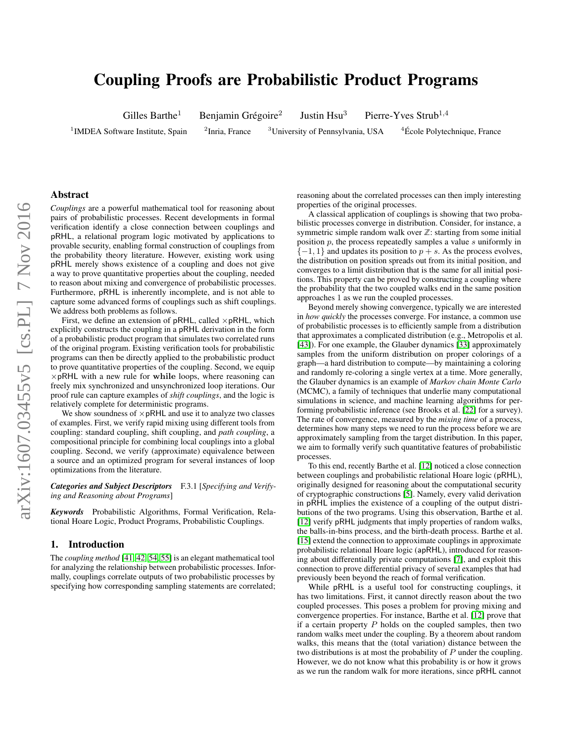# Coupling Proofs are Probabilistic Product Programs

Gilles Barthe[1] Benjamin Grégoire[2] Justin Hsu[3] Pierre-Yves Strub[1,4]

[1]IMDEA Software Institute, Spain [2]Inria, France [3]University of Pennsylvania, USA [4]École Polytechnique, France

## Abstract

*Couplings* are a powerful mathematical tool for reasoning about pairs of probabilistic processes. Recent developments in formal verification identify a close connection between couplings and pRHL, a relational program logic motivated by applications to provable security, enabling formal construction of couplings from the probability theory literature. However, existing work using pRHL merely shows existence of a coupling and does not give a way to prove quantitative properties about the coupling, needed to reason about mixing and convergence of probabilistic processes. Furthermore, pRHL is inherently incomplete, and is not able to capture some advanced forms of couplings such as shift couplings. We address both problems as follows.

First, we define an extension of pRHL, called $\times$pRHL, which explicitly constructs the coupling in a pRHL derivation in the form of a probabilistic product program that simulates two correlated runs of the original program. Existing verification tools for probabilistic programs can then be directly applied to the probabilistic product to prove quantitative properties of the coupling. Second, we equip $\times$pRHL with a new rule for **while** loops, where reasoning can freely mix synchronized and unsynchronized loop iterations. Our proof rule can capture examples of *shift couplings*, and the logic is relatively complete for deterministic programs.

We show soundness of $\times$pRHL and use it to analyze two classes of examples. First, we verify rapid mixing using different tools from coupling: standard coupling, shift coupling, and *path coupling*, a compositional principle for combining local couplings into a global coupling. Second, we verify (approximate) equivalence between a source and an optimized program for several instances of loop optimizations from the literature.

***Categories and Subject Descriptors*** F.3.1 [*Specifying and Verifying and Reasoning about Programs*]

***Keywords*** Probabilistic Algorithms, Formal Verification, Relational Hoare Logic, Product Programs, Probabilistic Couplings.

## 1. Introduction

The *coupling method* [41, 42, 54, 55] is an elegant mathematical tool for analyzing the relationship between probabilistic processes. Informally, couplings correlate outputs of two probabilistic processes by specifying how corresponding sampling statements are correlated; reasoning about the correlated processes can then imply interesting properties of the original processes.

A classical application of couplings is showing that two probabilistic processes converge in distribution. Consider, for instance, a symmetric simple random walk over $\mathbb{Z}$: starting from some initial position $p$, the process repeatedly samples a value $s$ uniformly in $\{-1, 1\}$ and updates its position to $p + s$. As the process evolves, the distribution on position spreads out from its initial position, and converges to a limit distribution that is the same for all initial positions. This property can be proved by constructing a coupling where the probability that the two coupled walks end in the same position approaches 1 as we run the coupled processes.

Beyond merely showing convergence, typically we are interested in *how quickly* the processes converge. For instance, a common use of probabilistic processes is to efficiently sample from a distribution that approximates a complicated distribution (e.g., Metropolis et al. [43]). For one example, the Glauber dynamics [33] approximately samples from the uniform distribution on proper colorings of a graph—a hard distribution to compute—by maintaining a coloring and randomly re-coloring a single vertex at a time. More generally, the Glauber dynamics is an example of *Markov chain Monte Carlo* (MCMC), a family of techniques that underlie many computational simulations in science, and machine learning algorithms for performing probabilistic inference (see Brooks et al. [22] for a survey). The rate of convergence, measured by the *mixing time* of a process, determines how many steps we need to run the process before we are approximately sampling from the target distribution. In this paper, we aim to formally verify such quantitative features of probabilistic processes.

To this end, recently Barthe et al. [12] noticed a close connection between couplings and probabilistic relational Hoare logic (pRHL), originally designed for reasoning about the computational security of cryptographic constructions [5]. Namely, every valid derivation in pRHL implies the existence of a coupling of the output distributions of the two programs. Using this observation, Barthe et al. [12] verify pRHL judgments that imply properties of random walks, the balls-in-bins process, and the birth-death process. Barthe et al. [15] extend the connection to approximate couplings in approximate probabilistic relational Hoare logic (apRHL), introduced for reasoning about differentially private computations [7], and exploit this connection to prove differential privacy of several examples that had previously been beyond the reach of formal verification.

While pRHL is a useful tool for constructing couplings, it has two limitations. First, it cannot directly reason about the two coupled processes. This poses a problem for proving mixing and convergence properties. For instance, Barthe et al. [12] prove that if a certain property $P$ holds on the coupled samples, then two random walks meet under the coupling. By a theorem about random walks, this means that the (total variation) distance between the two distributions is at most the probability of $P$ under the coupling. However, we do not know what this probability is or how it grows as we run the random walk for more iterations, since pRHL cannot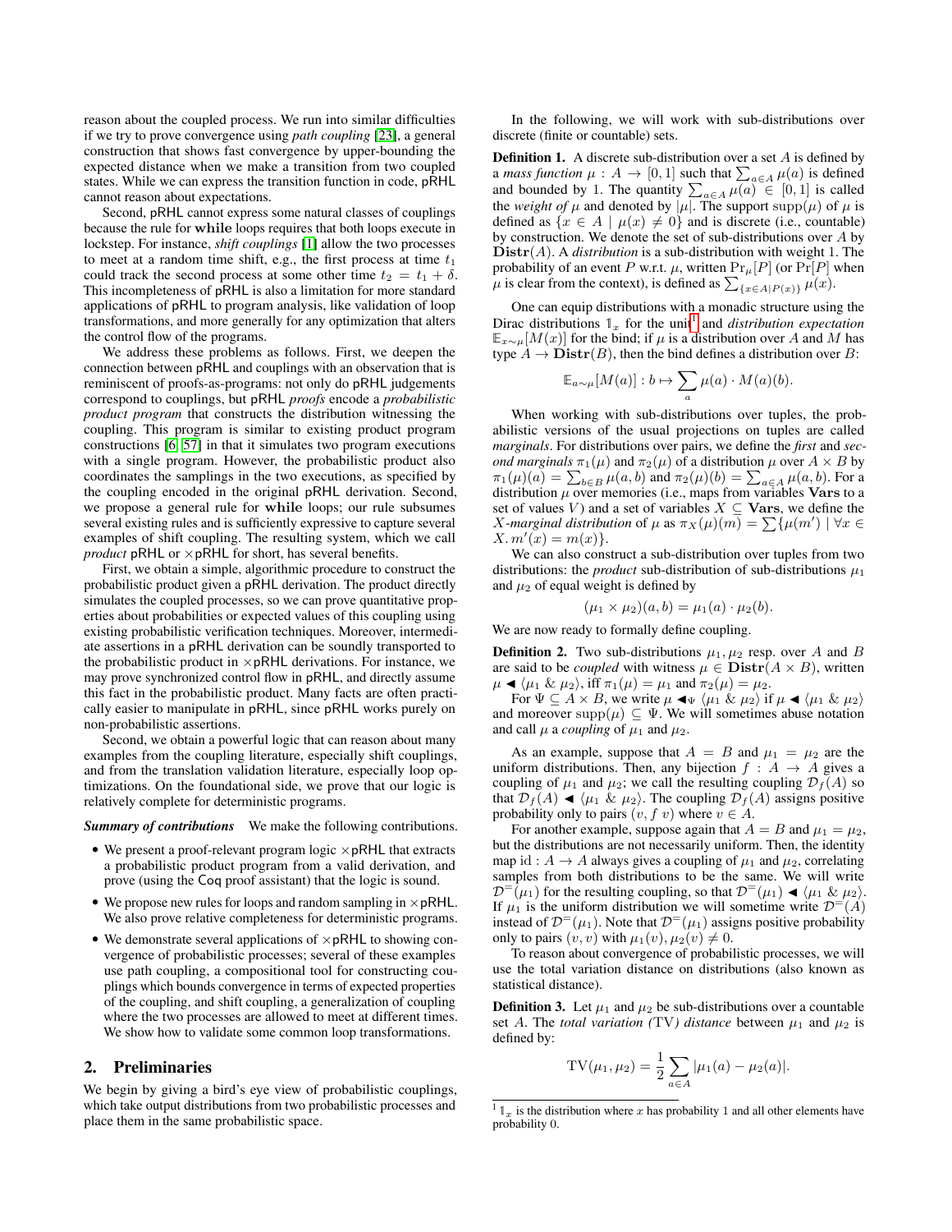reason about the coupled process. We run into similar difficulties if we try to prove convergence using *path coupling* [23], a general construction that shows fast convergence by upper-bounding the expected distance when we make a transition from two coupled states. While we can express the transition function in code, pRHL cannot reason about expectations.

Second, pRHL cannot express some natural classes of couplings because the rule for **while** loops requires that both loops execute in lockstep. For instance, *shift couplings* [1] allow the two processes to meet at a random time shift, e.g., the first process at time $t_1$ could track the second process at some other time $t_2 = t_1 + \delta$. This incompleteness of pRHL is also a limitation for more standard applications of pRHL to program analysis, like validation of loop transformations, and more generally for any optimization that alters the control flow of the programs.

We address these problems as follows. First, we deepen the connection between pRHL and couplings with an observation that is reminiscent of proofs-as-programs: not only do pRHL judgements correspond to couplings, but pRHL *proofs* encode a *probabilistic product program* that constructs the distribution witnessing the coupling. This program is similar to existing product program constructions [6, 57] in that it simulates two program executions with a single program. However, the probabilistic product also coordinates the samplings in the two executions, as specified by the coupling encoded in the original pRHL derivation. Second, we propose a general rule for **while** loops; our rule subsumes several existing rules and is sufficiently expressive to capture several examples of shift coupling. The resulting system, which we call *product* pRHL or ×pRHL for short, has several benefits.

First, we obtain a simple, algorithmic procedure to construct the probabilistic product given a pRHL derivation. The product directly simulates the coupled processes, so we can prove quantitative properties about probabilities or expected values of this coupling using existing probabilistic verification techniques. Moreover, intermediate assertions in a pRHL derivation can be soundly transported to the probabilistic product in ×pRHL derivations. For instance, we may prove synchronized control flow in pRHL, and directly assume this fact in the probabilistic product. Many facts are often practically easier to manipulate in pRHL, since pRHL works purely on non-probabilistic assertions.

Second, we obtain a powerful logic that can reason about many examples from the coupling literature, especially shift couplings, and from the translation validation literature, especially loop optimizations. On the foundational side, we prove that our logic is relatively complete for deterministic programs.

***Summary of contributions*** We make the following contributions.

- We present a proof-relevant program logic ×pRHL that extracts a probabilistic product program from a valid derivation, and prove (using the Coq proof assistant) that the logic is sound.
- We propose new rules for loops and random sampling in ×pRHL. We also prove relative completeness for deterministic programs.
- We demonstrate several applications of ×pRHL to showing convergence of probabilistic processes; several of these examples use path coupling, a compositional tool for constructing couplings which bounds convergence in terms of expected properties of the coupling, and shift coupling, a generalization of coupling where the two processes are allowed to meet at different times. We show how to validate some common loop transformations.

## 2. Preliminaries

We begin by giving a bird's eye view of probabilistic couplings, which take output distributions from two probabilistic processes and place them in the same probabilistic space.

In the following, we will work with sub-distributions over discrete (finite or countable) sets.

**Definition 1.** A discrete sub-distribution over a set $A$ is defined by a *mass function* $\mu : A \to [0, 1]$ such that $\sum_{a \in A} \mu(a)$ is defined and bounded by 1. The quantity $\sum_{a \in A} \mu(a) \in [0, 1]$ is called the *weight of* $\mu$ and denoted by $|\mu|$. The support $\mathrm{supp}(\mu)$ of $\mu$ is defined as $\{x \in A \mid \mu(x) \neq 0\}$ and is discrete (i.e., countable) by construction. We denote the set of sub-distributions over $A$ by $\mathbf{Distr}(A)$. A *distribution* is a sub-distribution with weight 1. The probability of an event $P$ w.r.t. $\mu$, written $\Pr_\mu[P]$ (or $\Pr[P]$ when $\mu$ is clear from the context), is defined as $\sum_{\{x \in A \mid P(x)\}} \mu(x)$.

One can equip distributions with a monadic structure using the Dirac distributions $\mathbb{1}_x$ for the unit[1] and *distribution expectation* $\mathbb{E}_{x\sim\mu}[M(x)]$ for the bind; if $\mu$ is a distribution over $A$ and $M$ has type $A \to \mathbf{Distr}(B)$, then the bind defines a distribution over $B$:

$$\mathbb{E}_{a\sim\mu}[M(a)] : b \mapsto \sum_a \mu(a) \cdot M(a)(b).$$

When working with sub-distributions over tuples, the probabilistic versions of the usual projections on tuples are called *marginals*. For distributions over pairs, we define the *first* and *second marginals* $\pi_1(\mu)$ and $\pi_2(\mu)$ of a distribution $\mu$ over $A \times B$ by $\pi_1(\mu)(a) = \sum_{b\in B} \mu(a, b)$ and $\pi_2(\mu)(b) = \sum_{a\in A} \mu(a, b)$. For a distribution $\mu$ over memories (i.e., maps from variables $\mathbf{Vars}$ to a set of values $V$) and a set of variables $X \subseteq \mathbf{Vars}$, we define the $X$-*marginal distribution* of $\mu$ as $\pi_X(\mu)(m) = \sum\{\mu(m') \mid \forall x \in X. m'(x) = m(x)\}$.

We can also construct a sub-distribution over tuples from two distributions: the *product* sub-distribution of sub-distributions $\mu_1$ and $\mu_2$ of equal weight is defined by

$$(\mu_1 \times \mu_2)(a, b) = \mu_1(a) \cdot \mu_2(b).$$

We are now ready to formally define coupling.

**Definition 2.** Two sub-distributions $\mu_1, \mu_2$ resp. over $A$ and $B$ are said to be *coupled* with witness $\mu \in \mathbf{Distr}(A \times B)$, written $\mu \blacktriangleleft \langle \mu_1 \;\&\; \mu_2 \rangle$, iff $\pi_1(\mu) = \mu_1$ and $\pi_2(\mu) = \mu_2$.

For $\Psi \subseteq A \times B$, we write $\mu \blacktriangleleft_\Psi \langle \mu_1 \;\&\; \mu_2 \rangle$ if $\mu \blacktriangleleft \langle \mu_1 \;\&\; \mu_2 \rangle$ and moreover $\mathrm{supp}(\mu) \subseteq \Psi$. We will sometimes abuse notation and call $\mu$ a *coupling* of $\mu_1$ and $\mu_2$.

As an example, suppose that $A = B$ and $\mu_1 = \mu_2$ are the uniform distributions. Then, any bijection $f : A \to A$ gives a coupling of $\mu_1$ and $\mu_2$; we call the resulting coupling $\mathcal{D}_f(A)$ so that $\mathcal{D}_f(A) \blacktriangleleft \langle \mu_1 \;\&\; \mu_2 \rangle$. The coupling $\mathcal{D}_f(A)$ assigns positive probability only to pairs $(v, f\ v)$ where $v \in A$.

For another example, suppose again that $A = B$ and $\mu_1 = \mu_2$, but the distributions are not necessarily uniform. Then, the identity map $\mathrm{id} : A \to A$ always gives a coupling of $\mu_1$ and $\mu_2$, correlating samples from both distributions to be the same. We will write $\mathcal{D}^=(\mu_1)$ for the resulting coupling, so that $\mathcal{D}^=(\mu_1) \blacktriangleleft \langle \mu_1 \;\&\; \mu_2 \rangle$. If $\mu_1$ is the uniform distribution we will sometime write $\mathcal{D}^=(A)$ instead of $\mathcal{D}^=(\mu_1)$. Note that $\mathcal{D}^=(\mu_1)$ assigns positive probability only to pairs $(v, v)$ with $\mu_1(v), \mu_2(v) \neq 0$.

To reason about convergence of probabilistic processes, we will use the total variation distance on distributions (also known as statistical distance).

**Definition 3.** Let $\mu_1$ and $\mu_2$ be sub-distributions over a countable set $A$. The *total variation (*TV*) distance* between $\mu_1$ and $\mu_2$ is defined by:

$$\mathrm{TV}(\mu_1, \mu_2) = \frac{1}{2} \sum_{a\in A} |\mu_1(a) - \mu_2(a)|.$$

[1] $\mathbb{1}_x$ is the distribution where $x$ has probability 1 and all other elements have probability 0.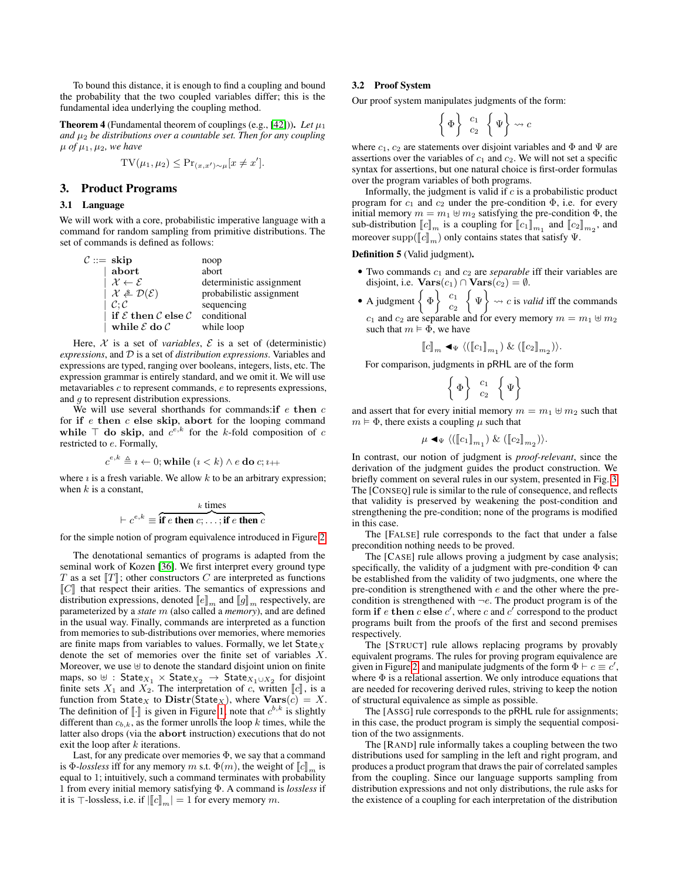To bound this distance, it is enough to find a coupling and bound the probability that the two coupled variables differ; this is the fundamental idea underlying the coupling method.

**Theorem 4** (Fundamental theorem of couplings (e.g., [42])). *Let $\mu_1$ and $\mu_2$ be distributions over a countable set. Then for any coupling $\mu$ of $\mu_1, \mu_2$, we have*

$$\mathrm{TV}(\mu_1, \mu_2) \leq \Pr_{(x,x')\sim\mu}[x \neq x'].$$

## 3. Product Programs

### 3.1 Language

We will work with a core, probabilistic imperative language with a command for random sampling from primitive distributions. The set of commands is defined as follows:

$$
\begin{array}{rlll}
\mathcal{C} ::= & \mathbf{skip} & & \text{noop} \\
| & \mathbf{abort} & & \text{abort} \\
| & \mathcal{X} \leftarrow \mathcal{E} & & \text{deterministic assignment} \\
| & \mathcal{X} \xleftarrow{\$} \mathcal{D}(\mathcal{E}) & & \text{probabilistic assignment} \\
| & \mathcal{C}; \mathcal{C} & & \text{sequencing} \\
| & \mathbf{if}\ \mathcal{E}\ \mathbf{then}\ \mathcal{C}\ \mathbf{else}\ \mathcal{C} & & \text{conditional} \\
| & \mathbf{while}\ \mathcal{E}\ \mathbf{do}\ \mathcal{C} & & \text{while loop}
\end{array}
$$

Here, $\mathcal{X}$ is a set of *variables*, $\mathcal{E}$ is a set of (deterministic) *expressions*, and $\mathcal{D}$ is a set of *distribution expressions*. Variables and expressions are typed, ranging over booleans, integers, lists, etc. The expression grammar is entirely standard, and we omit it. We will use metavariables $c$ to represent commands, $e$ to represents expressions, and $g$ to represent distribution expressions.

We will use several shorthands for commands: $\mathbf{if}\ e\ \mathbf{then}\ c$ for $\mathbf{if}\ e\ \mathbf{then}\ c\ \mathbf{else}\ \mathbf{skip}$, $\mathbf{abort}$ for the looping command $\mathbf{while}\ \top\ \mathbf{do}\ \mathbf{skip}$, and $c^{e,k}$ for the $k$-fold composition of $c$ restricted to $e$. Formally,

$$c^{e,k} \triangleq \imath \leftarrow 0; \mathbf{while}\ (\imath < k) \wedge e\ \mathbf{do}\ c; \imath{+}{+}$$

where $\imath$ is a fresh variable. We allow $k$ to be an arbitrary expression; when $k$ is a constant,

$$\vdash c^{e,k} \equiv \overbrace{\mathbf{if}\ e\ \mathbf{then}\ c; \dots; \mathbf{if}\ e\ \mathbf{then}\ c}^{k \text{ times}}$$

for the simple notion of program equivalence introduced in Figure 2.

The denotational semantics of programs is adapted from the seminal work of Kozen [36]. We first interpret every ground type $T$ as a set $[\![T]\!]$; other constructors $C$ are interpreted as functions $[\![C]\!]$ that respect their arities. The semantics of expressions and distribution expressions, denoted $[\![e]\!]_m$ and $[\![g]\!]_m$ respectively, are parameterized by a *state* $m$ (also called a *memory*), and are defined in the usual way. Finally, commands are interpreted as a function from memories to sub-distributions over memories, where memories are finite maps from variables to values. Formally, we let $\mathsf{State}_X$ denote the set of memories over the finite set of variables $X$. Moreover, we use $\uplus$ to denote the standard disjoint union on finite maps, so $\uplus : \mathsf{State}_{X_1} \times \mathsf{State}_{X_2} \to \mathsf{State}_{X_1 \cup X_2}$ for disjoint finite sets $X_1$ and $X_2$. The interpretation of $c$, written $[\![c]\!]$, is a function from $\mathsf{State}_X$ to $\mathbf{Distr}(\mathsf{State}_X)$, where $\mathbf{Vars}(c) = X$. The definition of $[\![\cdot]\!]$ is given in Figure 1; note that $c^{b,k}$ is slightly different than $c_{b,k}$, as the former unrolls the loop $k$ times, while the latter also drops (via the $\mathbf{abort}$ instruction) executions that do not exit the loop after $k$ iterations.

Last, for any predicate over memories $\Phi$, we say that a command is $\Phi$-*lossless* iff for any memory $m$ s.t. $\Phi(m)$, the weight of $[\![c]\!]_m$ is equal to 1; intuitively, such a command terminates with probability 1 from every initial memory satisfying $\Phi$. A command is *lossless* if it is $\top$-lossless, i.e. if $|[\![c]\!]_m| = 1$ for every memory $m$.

### 3.2 Proof System

Our proof system manipulates judgments of the form:

$$\left\{ \Phi \right\} \begin{array}{c} c_1 \\ c_2 \end{array} \left\{ \Psi \right\} \rightsquigarrow c$$

where $c_1$, $c_2$ are statements over disjoint variables and $\Phi$ and $\Psi$ are assertions over the variables of $c_1$ and $c_2$. We will not set a specific syntax for assertions, but one natural choice is first-order formulas over the program variables of both programs.

Informally, the judgment is valid if $c$ is a probabilistic product program for $c_1$ and $c_2$ under the pre-condition $\Phi$, i.e. for every initial memory $m = m_1 \uplus m_2$ satisfying the pre-condition $\Phi$, the sub-distribution $[\![c]\!]_m$ is a coupling for $[\![c_1]\!]_{m_1}$ and $[\![c_2]\!]_{m_2}$, and moreover $\mathrm{supp}([\![c]\!]_m)$ only contains states that satisfy $\Psi$.

**Definition 5** (Valid judgment).

- Two commands $c_1$ and $c_2$ are *separable* iff their variables are disjoint, i.e. $\mathbf{Vars}(c_1) \cap \mathbf{Vars}(c_2) = \emptyset$.
- A judgment $\left\{ \Phi \right\} \begin{array}{c} c_1 \\ c_2 \end{array} \left\{ \Psi \right\} \rightsquigarrow c$ is *valid* iff the commands $c_1$ and $c_2$ are separable and for every memory $m = m_1 \uplus m_2$ such that $m \vDash \Phi$, we have

$$[\![c]\!]_m \blacktriangleleft_\Psi \langle ([\![c_1]\!]_{m_1}) \;\&\; ([\![c_2]\!]_{m_2}) \rangle.$$

For comparison, judgments in pRHL are of the form

$$\left\{ \Phi \right\} \begin{array}{c} c_1 \\ c_2 \end{array} \left\{ \Psi \right\}$$

and assert that for every initial memory $m = m_1 \uplus m_2$ such that $m \vDash \Phi$, there exists a coupling $\mu$ such that

$$\mu \blacktriangleleft_\Psi \langle ([\![c_1]\!]_{m_1}) \;\&\; ([\![c_2]\!]_{m_2}) \rangle.$$

In contrast, our notion of judgment is *proof-relevant*, since the derivation of the judgment guides the product construction. We briefly comment on several rules in our system, presented in Fig. 3. The [CONSEQ] rule is similar to the rule of consequence, and reflects that validity is preserved by weakening the post-condition and strengthening the pre-condition; none of the programs is modified in this case.

The [FALSE] rule corresponds to the fact that under a false precondition nothing needs to be proved.

The [CASE] rule allows proving a judgment by case analysis; specifically, the validity of a judgment with pre-condition $\Phi$ can be established from the validity of two judgments, one where the pre-condition is strengthened with $e$ and the other where the pre-condition is strengthened with $\neg e$. The product program is of the form $\mathbf{if}\ e\ \mathbf{then}\ c\ \mathbf{else}\ c'$, where $c$ and $c'$ correspond to the product programs built from the proofs of the first and second premises respectively.

The [STRUCT] rule allows replacing programs by provably equivalent programs. The rules for proving program equivalence are given in Figure 2 and manipulate judgments of the form $\Phi \vdash c \equiv c'$, where $\Phi$ is a relational assertion. We only introduce equations that are needed for recovering derived rules, striving to keep the notion of structural equivalence as simple as possible.

The [ASSG] rule corresponds to the pRHL rule for assignments; in this case, the product program is simply the sequential composition of the two assignments.

The [RAND] rule intuitively takes a coupling between the two distributions used for sampling in the left and right program, and produces a product program that draws the pair of correlated samples from the coupling. Since our language supports sampling from distribution expressions and not only distributions, the rule asks for the existence of a coupling for each interpretation of the distribution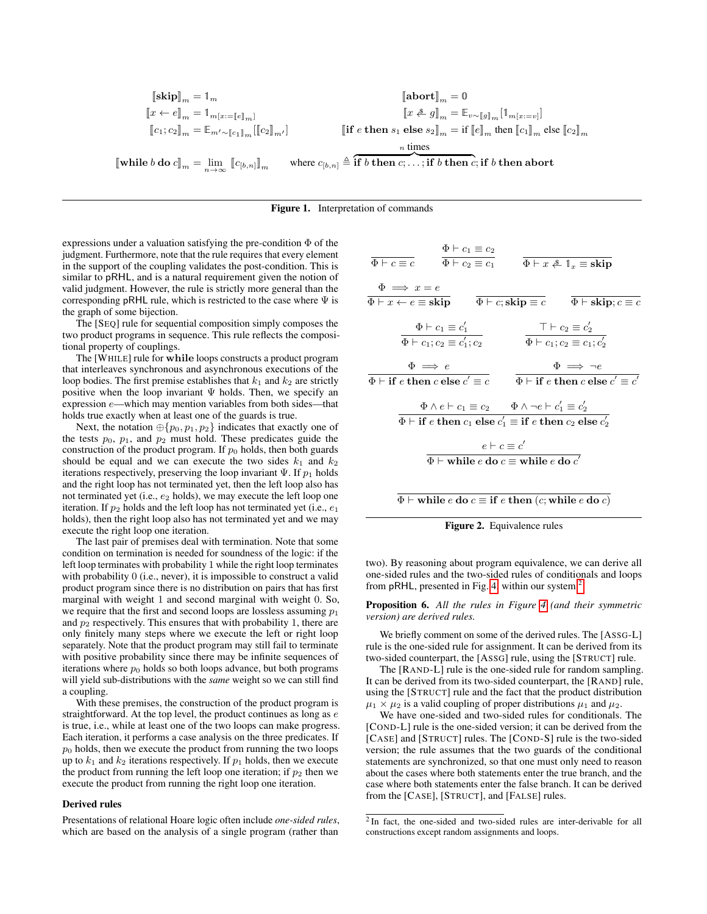$$
\begin{array}{ll}
[\![\mathbf{skip}]\!]_m = \mathbb{1}_m & [\![\mathbf{abort}]\!]_m = \mathbb{0} \\
[\![x \leftarrow e]\!]_m = \mathbb{1}_{m[x:=[\![e]\!]_m]} & [\![x \xleftarrow{\$} g]\!]_m = \mathbb{E}_{v\sim[\![g]\!]_m}[\mathbb{1}_{m[x:=v]}] \\
[\![c_1; c_2]\!]_m = \mathbb{E}_{m'\sim[\![c_1]\!]_m}[[\![c_2]\!]_{m'}] & [\![\mathbf{if}\ e\ \mathbf{then}\ s_1\ \mathbf{else}\ s_2]\!]_m = \text{if } [\![e]\!]_m \text{ then } [\![c_1]\!]_m \text{ else } [\![c_2]\!]_m
\end{array}
$$

$$
[\![\mathbf{while}\ b\ \mathbf{do}\ c]\!]_m = \lim_{n\to\infty} [\![c_{[b,n]}]\!]_m \qquad \text{where } c_{[b,n]} \triangleq \overbrace{\mathbf{if}\ b\ \mathbf{then}\ c; \ldots; \mathbf{if}\ b\ \mathbf{then}\ c}^{n \text{ times}}; \mathbf{if}\ b\ \mathbf{then}\ \mathbf{abort}
$$

**Figure 1.** Interpretation of commands

expressions under a valuation satisfying the pre-condition $\Phi$ of the judgment. Furthermore, note that the rule requires that every element in the support of the coupling validates the post-condition. This is similar to pRHL, and is a natural requirement given the notion of valid judgment. However, the rule is strictly more general than the corresponding pRHL rule, which is restricted to the case where $\Psi$ is the graph of some bijection.

The [SEQ] rule for sequential composition simply composes the two product programs in sequence. This rule reflects the compositional property of couplings.

The [WHILE] rule for **while** loops constructs a product program that interleaves synchronous and asynchronous executions of the loop bodies. The first premise establishes that $k_1$ and $k_2$ are strictly positive when the loop invariant $\Psi$ holds. Then, we specify an expression $e$—which may mention variables from both sides—that holds true exactly when at least one of the guards is true.

Next, the notation $\oplus\{p_0, p_1, p_2\}$ indicates that exactly one of the tests $p_0$, $p_1$, and $p_2$ must hold. These predicates guide the construction of the product program. If $p_0$ holds, then both guards should be equal and we can execute the two sides $k_1$ and $k_2$ iterations respectively, preserving the loop invariant $\Psi$. If $p_1$ holds and the right loop has not terminated yet, then the left loop also has not terminated yet (i.e., $e_2$ holds), we may execute the left loop one iteration. If $p_2$ holds and the left loop has not terminated yet (i.e., $e_1$ holds), then the right loop also has not terminated yet and we may execute the right loop one iteration.

The last pair of premises deal with termination. Note that some condition on termination is needed for soundness of the logic: if the left loop terminates with probability 1 while the right loop terminates with probability 0 (i.e., never), it is impossible to construct a valid product program since there is no distribution on pairs that has first marginal with weight 1 and second marginal with weight 0. So, we require that the first and second loops are lossless assuming $p_1$ and $p_2$ respectively. This ensures that with probability 1, there are only finitely many steps where we execute the left or right loop separately. Note that the product program may still fail to terminate with positive probability since there may be infinite sequences of iterations where $p_0$ holds so both loops advance, but both programs will yield sub-distributions with the *same* weight so we can still find a coupling.

With these premises, the construction of the product program is straightforward. At the top level, the product continues as long as $e$ is true, i.e., while at least one of the two loops can make progress. Each iteration, it performs a case analysis on the three predicates. If $p_0$ holds, then we execute the product from running the two loops up to $k_1$ and $k_2$ iterations respectively. If $p_1$ holds, then we execute the product from running the left loop one iteration; if $p_2$ then we execute the product from running the right loop one iteration.

### Derived rules

Presentations of relational Hoare logic often include *one-sided rules*, which are based on the analysis of a single program (rather than two). By reasoning about program equivalence, we can derive all one-sided rules and the two-sided rules of conditionals and loops from pRHL, presented in Fig. 4, within our system.[2]

$$
\frac{}{\Phi \vdash c \equiv c} \qquad \frac{\Phi \vdash c_1 \equiv c_2}{\Phi \vdash c_2 \equiv c_1} \qquad \frac{}{\Phi \vdash x \xleftarrow{\$} \mathbb{1}_x \equiv \mathbf{skip}}
$$

$$
\frac{\Phi \implies x = e}{\Phi \vdash x \leftarrow e \equiv \mathbf{skip}} \qquad \frac{}{\Phi \vdash c; \mathbf{skip} \equiv c} \qquad \frac{}{\Phi \vdash \mathbf{skip}; c \equiv c}
$$

$$
\frac{\Phi \vdash c_1 \equiv c_1'}{\Phi \vdash c_1; c_2 \equiv c_1'; c_2} \qquad \frac{\top \vdash c_2 \equiv c_2'}{\Phi \vdash c_1; c_2 \equiv c_1; c_2'}
$$

$$
\frac{\Phi \implies e}{\Phi \vdash \mathbf{if}\ e\ \mathbf{then}\ c\ \mathbf{else}\ c' \equiv c} \qquad \frac{\Phi \implies \neg e}{\Phi \vdash \mathbf{if}\ e\ \mathbf{then}\ c\ \mathbf{else}\ c' \equiv c'}
$$

$$
\frac{\Phi \wedge e \vdash c_1 \equiv c_2 \qquad \Phi \wedge \neg e \vdash c_1' \equiv c_2'}{\Phi \vdash \mathbf{if}\ e\ \mathbf{then}\ c_1\ \mathbf{else}\ c_1' \equiv \mathbf{if}\ e\ \mathbf{then}\ c_2\ \mathbf{else}\ c_2'}
$$

$$
\frac{e \vdash c \equiv c'}{\Phi \vdash \mathbf{while}\ e\ \mathbf{do}\ c \equiv \mathbf{while}\ e\ \mathbf{do}\ c'}
$$

$$
\frac{}{\Phi \vdash \mathbf{while}\ e\ \mathbf{do}\ c \equiv \mathbf{if}\ e\ \mathbf{then}\ (c; \mathbf{while}\ e\ \mathbf{do}\ c)}
$$

**Figure 2.** Equivalence rules

**Proposition 6.** *All the rules in Figure 4 (and their symmetric version) are derived rules.*

We briefly comment on some of the derived rules. The [ASSG-L] rule is the one-sided rule for assignment. It can be derived from its two-sided counterpart, the [ASSG] rule, using the [STRUCT] rule.

The [RAND-L] rule is the one-sided rule for random sampling. It can be derived from its two-sided counterpart, the [RAND] rule, using the [STRUCT] rule and the fact that the product distribution $\mu_1 \times \mu_2$ is a valid coupling of proper distributions $\mu_1$ and $\mu_2$.

We have one-sided and two-sided rules for conditionals. The [COND-L] rule is the one-sided version; it can be derived from the [CASE] and [STRUCT] rules. The [COND-S] rule is the two-sided version; the rule assumes that the two guards of the conditional statements are synchronized, so that one must only need to reason about the cases where both statements enter the true branch, and the case where both statements enter the false branch. It can be derived from the [CASE], [STRUCT], and [FALSE] rules.

[2] In fact, the one-sided and two-sided rules are inter-derivable for all constructions except random assignments and loops.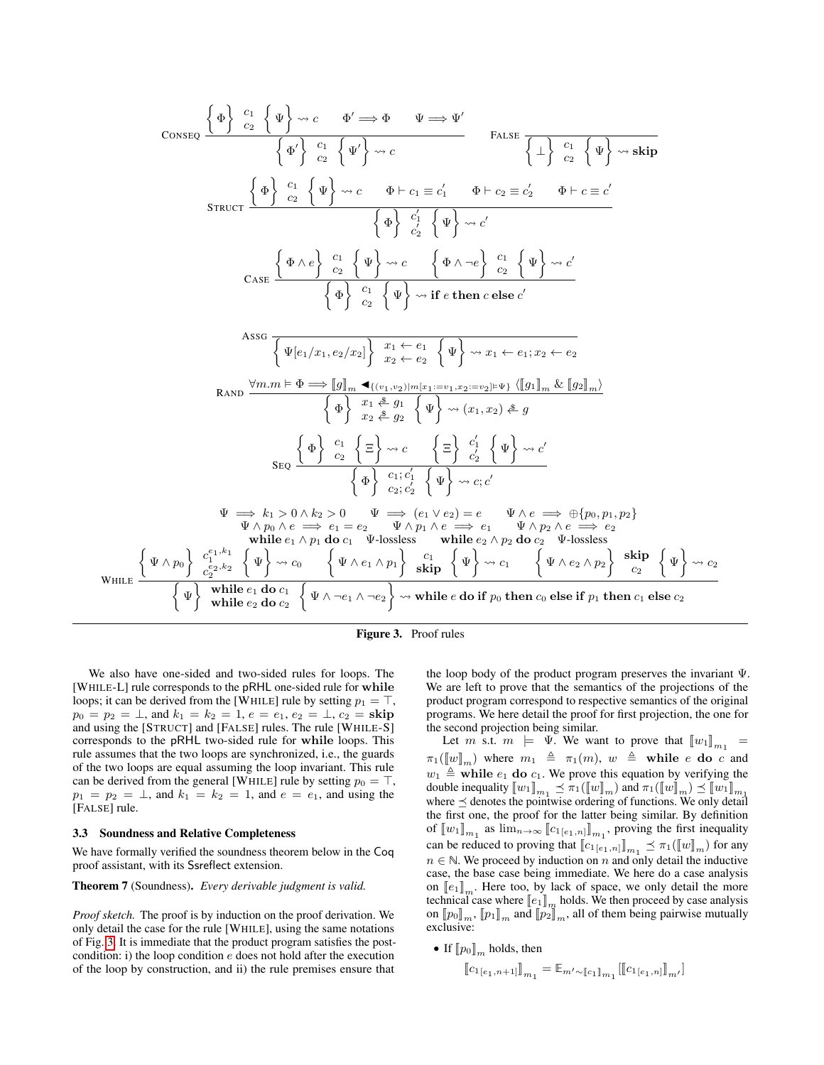$$\textsc{Conseq}\ \frac{\left\{\Phi\right\}\ \begin{smallmatrix}c_1\\c_2\end{smallmatrix}\ \left\{\Psi\right\} \rightsquigarrow c \qquad \Phi' \implies \Phi \qquad \Psi \implies \Psi'}{\left\{\Phi'\right\}\ \begin{smallmatrix}c_1\\c_2\end{smallmatrix}\ \left\{\Psi'\right\} \rightsquigarrow c} \qquad \textsc{False}\ \frac{}{\left\{\bot\right\}\ \begin{smallmatrix}c_1\\c_2\end{smallmatrix}\ \left\{\Psi\right\} \rightsquigarrow \mathbf{skip}}$$

$$\textsc{Struct}\ \frac{\left\{\Phi\right\}\ \begin{smallmatrix}c_1\\c_2\end{smallmatrix}\ \left\{\Psi\right\} \rightsquigarrow c \qquad \Phi \vdash c_1 \equiv c_1' \qquad \Phi \vdash c_2 \equiv c_2' \qquad \Phi \vdash c \equiv c'}{\left\{\Phi\right\}\ \begin{smallmatrix}c_1'\\c_2'\end{smallmatrix}\ \left\{\Psi\right\} \rightsquigarrow c'}$$

$$\textsc{Case}\ \frac{\left\{\Phi \wedge e\right\}\ \begin{smallmatrix}c_1\\c_2\end{smallmatrix}\ \left\{\Psi\right\} \rightsquigarrow c \qquad \left\{\Phi \wedge \neg e\right\}\ \begin{smallmatrix}c_1\\c_2\end{smallmatrix}\ \left\{\Psi\right\} \rightsquigarrow c'}{\left\{\Phi\right\}\ \begin{smallmatrix}c_1\\c_2\end{smallmatrix}\ \left\{\Psi\right\} \rightsquigarrow \mathbf{if}\ e\ \mathbf{then}\ c\ \mathbf{else}\ c'}$$

$$\textsc{Assg}\ \frac{}{\left\{\Psi[e_1/x_1, e_2/x_2]\right\}\ \begin{smallmatrix}x_1 \leftarrow e_1\\x_2 \leftarrow e_2\end{smallmatrix}\ \left\{\Psi\right\} \rightsquigarrow x_1 \leftarrow e_1; x_2 \leftarrow e_2}$$

$$\textsc{Rand}\ \frac{\forall m. m \models \Phi \implies [\![g]\!]_m \blacktriangleleft_{\{(v_1,v_2) \mid m[x_1:=v_1, x_2:=v_2] \models \Psi\}} \langle [\![g_1]\!]_m \ \&\ [\![g_2]\!]_m \rangle}{\left\{\Phi\right\}\ \begin{smallmatrix}x_1 \xleftarrow{\$} g_1\\x_2 \xleftarrow{\$} g_2\end{smallmatrix}\ \left\{\Psi\right\} \rightsquigarrow (x_1, x_2) \xleftarrow{\$} g}$$

$$\textsc{Seq}\ \frac{\left\{\Phi\right\}\ \begin{smallmatrix}c_1\\c_2\end{smallmatrix}\ \left\{\Xi\right\} \rightsquigarrow c \qquad \left\{\Xi\right\}\ \begin{smallmatrix}c_1'\\c_2'\end{smallmatrix}\ \left\{\Psi\right\} \rightsquigarrow c'}{\left\{\Phi\right\}\ \begin{smallmatrix}c_1; c_1'\\c_2; c_2'\end{smallmatrix}\ \left\{\Psi\right\} \rightsquigarrow c; c'}$$

$$\textsc{While}\ \frac{\begin{array}{c}\Psi \implies k_1 > 0 \wedge k_2 > 0 \qquad \Psi \implies (e_1 \vee e_2) = e \qquad \Psi \wedge e \implies \oplus\{p_0, p_1, p_2\} \\ \Psi \wedge p_0 \wedge e \implies e_1 = e_2 \qquad \Psi \wedge p_1 \wedge e \implies e_1 \qquad \Psi \wedge p_2 \wedge e \implies e_2 \\ \mathbf{while}\ e_1 \wedge p_1\ \mathbf{do}\ c_1 \quad \Psi\text{-lossless} \qquad \mathbf{while}\ e_2 \wedge p_2\ \mathbf{do}\ c_2 \quad \Psi\text{-lossless} \\ \left\{\Psi \wedge p_0\right\}\ \begin{smallmatrix}c_1^{e_1,k_1}\\c_2^{e_2,k_2}\end{smallmatrix}\ \left\{\Psi\right\} \rightsquigarrow c_0 \qquad \left\{\Psi \wedge e_1 \wedge p_1\right\}\ \begin{smallmatrix}c_1\\\mathbf{skip}\end{smallmatrix}\ \left\{\Psi\right\} \rightsquigarrow c_1 \qquad \left\{\Psi \wedge e_2 \wedge p_2\right\}\ \begin{smallmatrix}\mathbf{skip}\\c_2\end{smallmatrix}\ \left\{\Psi\right\} \rightsquigarrow c_2\end{array}}{\left\{\Psi\right\}\ \begin{smallmatrix}\mathbf{while}\ e_1\ \mathbf{do}\ c_1\\\mathbf{while}\ e_2\ \mathbf{do}\ c_2\end{smallmatrix}\ \left\{\Psi \wedge \neg e_1 \wedge \neg e_2\right\} \rightsquigarrow \mathbf{while}\ e\ \mathbf{do}\ \mathbf{if}\ p_0\ \mathbf{then}\ c_0\ \mathbf{else}\ \mathbf{if}\ p_1\ \mathbf{then}\ c_1\ \mathbf{else}\ c_2}$$

**Figure 3.** Proof rules

We also have one-sided and two-sided rules for loops. The [WHILE-L] rule corresponds to the pRHL one-sided rule for **while** loops; it can be derived from the [WHILE] rule by setting $p_1 = \top$, $p_0 = p_2 = \bot$, and $k_1 = k_2 = 1$, $e = e_1$, $e_2 = \bot$, $c_2 = \mathbf{skip}$ and using the [STRUCT] and [FALSE] rules. The rule [WHILE-S] corresponds to the pRHL two-sided rule for **while** loops. This rule assumes that the two loops are synchronized, i.e., the guards of the two loops are equal assuming the loop invariant. This rule can be derived from the general [WHILE] rule by setting $p_0 = \top$, $p_1 = p_2 = \bot$, and $k_1 = k_2 = 1$, and $e = e_1$, and using the [FALSE] rule.

### 3.3 Soundness and Relative Completeness

We have formally verified the soundness theorem below in the Coq proof assistant, with its Ssreflect extension.

**Theorem 7** (Soundness). *Every derivable judgment is valid.*

*Proof sketch.* The proof is by induction on the proof derivation. We only detail the case for the rule [WHILE], using the same notations of Fig. 3. It is immediate that the product program satisfies the postcondition: i) the loop condition $e$ does not hold after the execution of the loop by construction, and ii) the rule premises ensure that the loop body of the product program preserves the invariant $\Psi$. We are left to prove that the semantics of the projections of the product program correspond to respective semantics of the original programs. We here detail the proof for first projection, the one for the second projection being similar.

Let $m$ s.t. $m \models \Psi$. We want to prove that $[\![w_1]\!]_{m_1} = \pi_1([\![w]\!]_m)$ where $m_1 \triangleq \pi_1(m)$, $w \triangleq \mathbf{while}\ e\ \mathbf{do}\ c$ and $w_1 \triangleq \mathbf{while}\ e_1\ \mathbf{do}\ c_1$. We prove this equation by verifying the double inequality $[\![w_1]\!]_{m_1} \preceq \pi_1([\![w]\!]_m)$ and $\pi_1([\![w]\!]_m) \preceq [\![w_1]\!]_{m_1}$ where $\preceq$ denotes the pointwise ordering of functions. We only detail the first one, the proof for the latter being similar. By definition of $[\![w_1]\!]_{m_1}$ as $\lim_{n\to\infty} [\![c_{1\,[e_1,n]}]\!]_{m_1}$, proving the first inequality can be reduced to proving that $[\![c_{1\,[e_1,n]}]\!]_{m_1} \preceq \pi_1([\![w]\!]_m)$ for any $n \in \mathbb{N}$. We proceed by induction on $n$ and only detail the inductive case, the base case being immediate. We here do a case analysis on $[\![e_1]\!]_m$. Here too, by lack of space, we only detail the more technical case where $[\![e_1]\!]_m$ holds. We then proceed by case analysis on $[\![p_0]\!]_m$, $[\![p_1]\!]_m$ and $[\![p_2]\!]_m$, all of them being pairwise mutually exclusive:

- If $[\![p_0]\!]_m$ holds, then

$$[\![c_{1\,[e_1,n+1]}]\!]_{m_1} = \mathbb{E}_{m' \sim [\![c_1]\!]_{m_1}}[[\![c_{1\,[e_1,n]}]\!]_{m'}]$$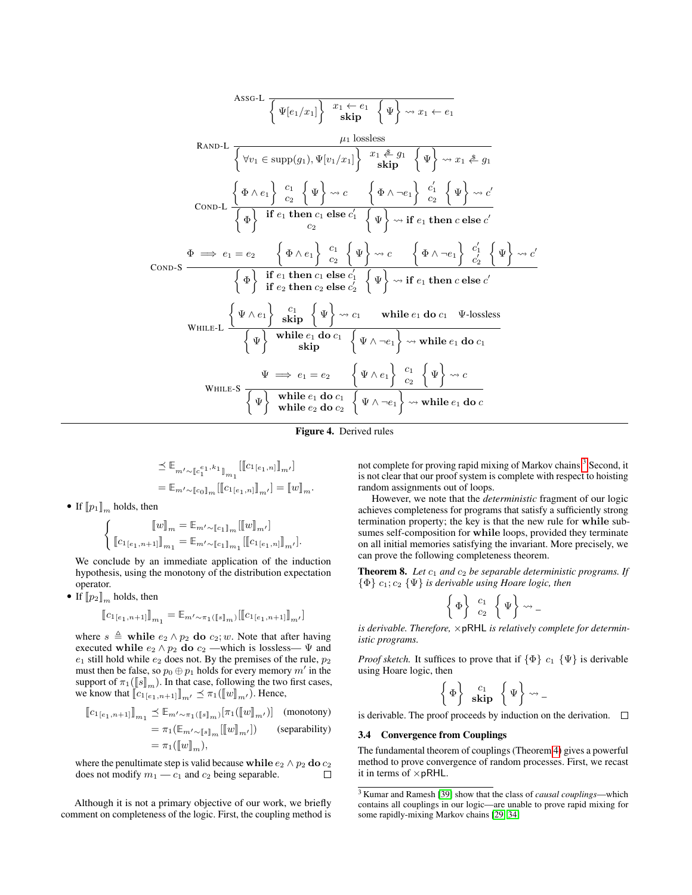$$\textsc{Assg-L}\ \frac{}{\left\{ \Psi[e_1/x_1] \right\}\ \begin{matrix} x_1 \leftarrow e_1 \\ \textbf{skip} \end{matrix}\ \left\{ \Psi \right\} \rightsquigarrow x_1 \leftarrow e_1}$$

$$\textsc{Rand-L}\ \frac{\mu_1 \text{ lossless}}{\left\{ \forall v_1 \in \mathrm{supp}(g_1), \Psi[v_1/x_1] \right\}\ \begin{matrix} x_1 \xleftarrow{\$} g_1 \\ \textbf{skip} \end{matrix}\ \left\{ \Psi \right\} \rightsquigarrow x_1 \xleftarrow{\$} g_1}$$

$$\textsc{Cond-L}\ \frac{\left\{ \Phi \wedge e_1 \right\}\ \begin{matrix} c_1 \\ c_2 \end{matrix}\ \left\{ \Psi \right\} \rightsquigarrow c \qquad \left\{ \Phi \wedge \neg e_1 \right\}\ \begin{matrix} c_1' \\ c_2 \end{matrix}\ \left\{ \Psi \right\} \rightsquigarrow c'}{\left\{ \Phi \right\}\ \begin{matrix} \textbf{if } e_1 \textbf{ then } c_1 \textbf{ else } c_1' \\ c_2 \end{matrix}\ \left\{ \Psi \right\} \rightsquigarrow \textbf{if } e_1 \textbf{ then } c \textbf{ else } c'}$$

$$\textsc{Cond-S}\ \frac{\Phi \implies e_1 = e_2 \qquad \left\{ \Phi \wedge e_1 \right\}\ \begin{matrix} c_1 \\ c_2 \end{matrix}\ \left\{ \Psi \right\} \rightsquigarrow c \qquad \left\{ \Phi \wedge \neg e_1 \right\}\ \begin{matrix} c_1' \\ c_2' \end{matrix}\ \left\{ \Psi \right\} \rightsquigarrow c'}{\left\{ \Phi \right\}\ \begin{matrix} \textbf{if } e_1 \textbf{ then } c_1 \textbf{ else } c_1' \\ \textbf{if } e_2 \textbf{ then } c_2 \textbf{ else } c_2' \end{matrix}\ \left\{ \Psi \right\} \rightsquigarrow \textbf{if } e_1 \textbf{ then } c \textbf{ else } c'}$$

$$\textsc{While-L}\ \frac{\left\{ \Psi \wedge e_1 \right\}\ \begin{matrix} c_1 \\ \textbf{skip} \end{matrix}\ \left\{ \Psi \right\} \rightsquigarrow c_1 \qquad \textbf{while } e_1 \textbf{ do } c_1 \quad \Psi\text{-lossless}}{\left\{ \Psi \right\}\ \begin{matrix} \textbf{while } e_1 \textbf{ do } c_1 \\ \textbf{skip} \end{matrix}\ \left\{ \Psi \wedge \neg e_1 \right\} \rightsquigarrow \textbf{while } e_1 \textbf{ do } c_1}$$

$$\textsc{While-S}\ \frac{\Psi \implies e_1 = e_2 \qquad \left\{ \Psi \wedge e_1 \right\}\ \begin{matrix} c_1 \\ c_2 \end{matrix}\ \left\{ \Psi \right\} \rightsquigarrow c}{\left\{ \Psi \right\}\ \begin{matrix} \textbf{while } e_1 \textbf{ do } c_1 \\ \textbf{while } e_2 \textbf{ do } c_2 \end{matrix}\ \left\{ \Psi \wedge \neg e_1 \right\} \rightsquigarrow \textbf{while } e_1 \textbf{ do } c}$$

**Figure 4.** Derived rules

$$\begin{aligned}
&\preceq \mathbb{E}_{m' \sim [\![c_1^{e_1,k_1}]\!]_{m_1}}[[\![c_{1[e_1,n]}]\!]_{m'}] \\
&= \mathbb{E}_{m' \sim [\![c_0]\!]_m}[[\![c_{1[e_1,n]}]\!]_{m'}] = [\![w]\!]_m.
\end{aligned}$$

- If $[\![p_1]\!]_m$ holds, then

$$\begin{cases} [\![w]\!]_m = \mathbb{E}_{m' \sim [\![c_1]\!]_m}[[\![w]\!]_{m'}] \\ [\![c_{1[e_1,n+1]}]\!]_{m_1} = \mathbb{E}_{m' \sim [\![c_1]\!]_{m_1}}[[\![c_{1[e_1,n]}]\!]_{m'}]. \end{cases}$$

  We conclude by an immediate application of the induction hypothesis, using the monotony of the distribution expectation operator.

- If $[\![p_2]\!]_m$ holds, then

$$[\![c_{1[e_1,n+1]}]\!]_{m_1} = \mathbb{E}_{m' \sim \pi_1([\![s]\!]_m)}[[\![c_{1[e_1,n+1]}]\!]_{m'}]$$

  where $s \triangleq$ **while** $e_2 \wedge p_2$ **do** $c_2; w$. Note that after having executed **while** $e_2 \wedge p_2$ **do** $c_2$ —which is lossless— $\Psi$ and $e_1$ still hold while $e_2$ does not. By the premises of the rule, $p_2$ must then be false, so $p_0 \oplus p_1$ holds for every memory $m'$ in the support of $\pi_1([\![s]\!]_m)$. In that case, following the two first cases, we know that $[\![c_{1[e_1,n+1]}]\!]_{m'} \preceq \pi_1([\![w]\!]_{m'})$. Hence,

$$\begin{aligned}
[\![c_{1[e_1,n+1]}]\!]_{m_1} &\preceq \mathbb{E}_{m' \sim \pi_1([\![s]\!]_m)}[\pi_1([\![w]\!]_{m'})] && \text{(monotony)} \\
&= \pi_1(\mathbb{E}_{m' \sim [\![s]\!]_m}[[\![w]\!]_{m'}]) && \text{(separability)} \\
&= \pi_1([\![w]\!]_m),
\end{aligned}$$

  where the penultimate step is valid because **while** $e_2 \wedge p_2$ **do** $c_2$ does not modify $m_1$ — $c_1$ and $c_2$ being separable. □

Although it is not a primary objective of our work, we briefly comment on completeness of the logic. First, the coupling method is not complete for proving rapid mixing of Markov chains.[3] Second, it is not clear that our proof system is complete with respect to hoisting random assignments out of loops.

However, we note that the *deterministic* fragment of our logic achieves completeness for programs that satisfy a sufficiently strong termination property; the key is that the new rule for **while** subsumes self-composition for **while** loops, provided they terminate on all initial memories satisfying the invariant. More precisely, we can prove the following completeness theorem.

**Theorem 8.** *Let $c_1$ and $c_2$ be separable deterministic programs. If $\{\Phi\}\ c_1; c_2\ \{\Psi\}$ is derivable using Hoare logic, then*

$$\left\{ \Phi \right\}\ \begin{matrix} c_1 \\ c_2 \end{matrix}\ \left\{ \Psi \right\} \rightsquigarrow \_$$

*is derivable. Therefore, $\times$pRHL is relatively complete for deterministic programs.*

*Proof sketch.* It suffices to prove that if $\{\Phi\}\ c_1\ \{\Psi\}$ is derivable using Hoare logic, then

$$\left\{ \Phi \right\}\ \begin{matrix} c_1 \\ \textbf{skip} \end{matrix}\ \left\{ \Psi \right\} \rightsquigarrow \_$$

is derivable. The proof proceeds by induction on the derivation. □

### 3.4 Convergence from Couplings

The fundamental theorem of couplings (Theorem 4) gives a powerful method to prove convergence of random processes. First, we recast it in terms of $\times$pRHL.

[3] Kumar and Ramesh [39] show that the class of *causal couplings*—which contains all couplings in our logic—are unable to prove rapid mixing for some rapidly-mixing Markov chains [29, 34].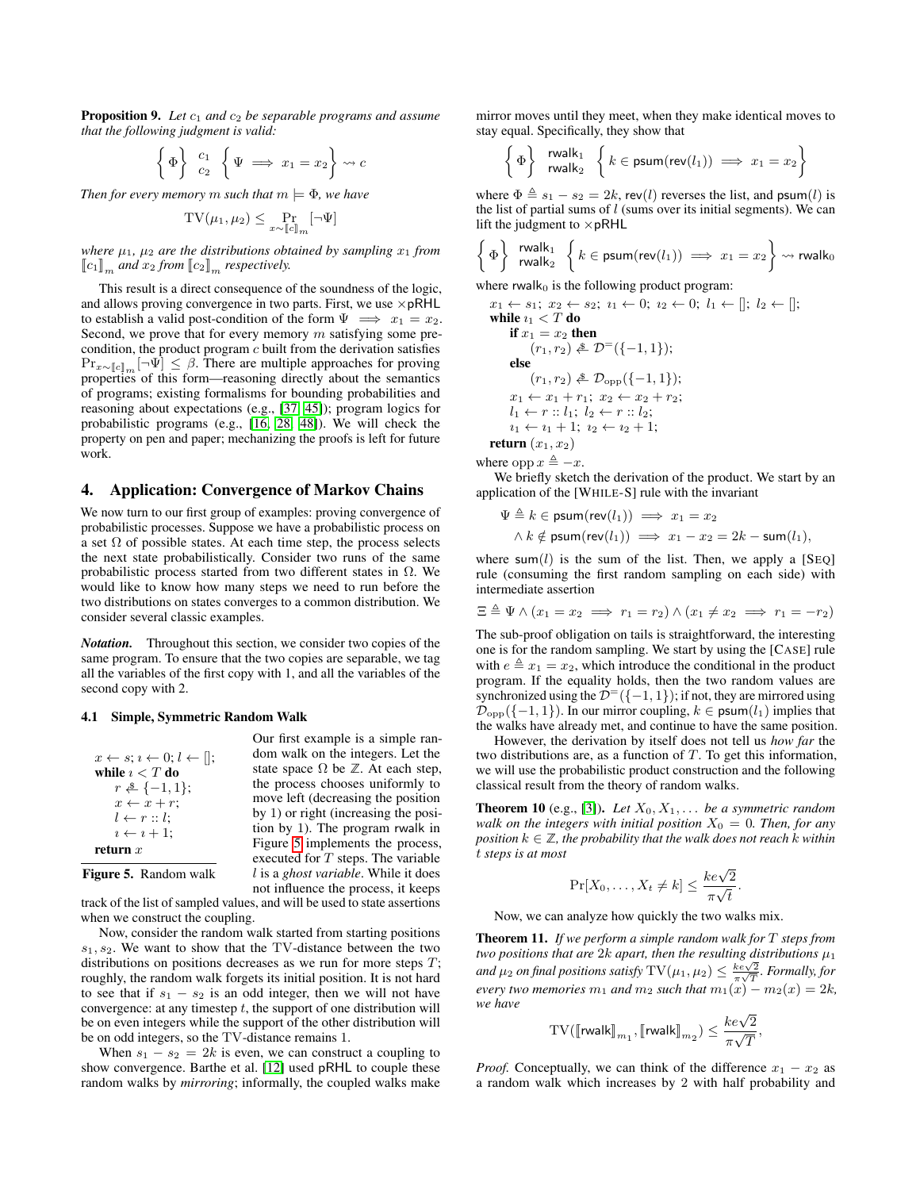**Proposition 9.** *Let $c_1$ and $c_2$ be separable programs and assume that the following judgment is valid:*

$$\left\{ \Phi \right\} \begin{array}{l} c_1 \\ c_2 \end{array} \left\{ \Psi \implies x_1 = x_2 \right\} \rightsquigarrow c$$

*Then for every memory $m$ such that $m \models \Phi$, we have*

$$\mathrm{TV}(\mu_1, \mu_2) \leq \Pr_{x \sim [\![c]\!]_m} [\neg \Psi]$$

*where $\mu_1$, $\mu_2$ are the distributions obtained by sampling $x_1$ from $[\![c_1]\!]_m$ and $x_2$ from $[\![c_2]\!]_m$ respectively.*

This result is a direct consequence of the soundness of the logic, and allows proving convergence in two parts. First, we use $\times$pRHL to establish a valid post-condition of the form $\Psi \implies x_1 = x_2$. Second, we prove that for every memory $m$ satisfying some pre-condition, the product program $c$ built from the derivation satisfies $\Pr_{x \sim [\![c]\!]_m}[\neg \Psi] \leq \beta$. There are multiple approaches for proving properties of this form—reasoning directly about the semantics of programs; existing formalisms for bounding probabilities and reasoning about expectations (e.g., [37, 45]); program logics for probabilistic programs (e.g., [16, 28, 48]). We will check the property on pen and paper; mechanizing the proofs is left for future work.

## 4. Application: Convergence of Markov Chains

We now turn to our first group of examples: proving convergence of probabilistic processes. Suppose we have a probabilistic process on a set $\Omega$ of possible states. At each time step, the process selects the next state probabilistically. Consider two runs of the same probabilistic process started from two different states in $\Omega$. We would like to know how many steps we need to run before the two distributions on states converges to a common distribution. We consider several classic examples.

***Notation.*** Throughout this section, we consider two copies of the same program. To ensure that the two copies are separable, we tag all the variables of the first copy with 1, and all the variables of the second copy with 2.

### 4.1 Simple, Symmetric Random Walk

```
x ← s; ı ← 0; l ← [];
while ı < T do
    r ←$ {−1, 1};
    x ← x + r;
    l ← r :: l;
    ı ← ı + 1;
return x
```

**Figure 5.** Random walk

Our first example is a simple random walk on the integers. Let the state space $\Omega$ be $\mathbb{Z}$. At each step, the process chooses uniformly to move left (decreasing the position by 1) or right (increasing the position by 1). The program rwalk in Figure 5 implements the process, executed for $T$ steps. The variable $l$ is a *ghost variable*. While it does not influence the process, it keeps track of the list of sampled values, and will be used to state assertions when we construct the coupling.

Now, consider the random walk started from starting positions $s_1, s_2$. We want to show that the TV-distance between the two distributions on positions decreases as we run for more steps $T$; roughly, the random walk forgets its initial position. It is not hard to see that if $s_1 - s_2$ is an odd integer, then we will not have convergence: at any timestep $t$, the support of one distribution will be on even integers while the support of the other distribution will be on odd integers, so the TV-distance remains 1.

When $s_1 - s_2 = 2k$ is even, we can construct a coupling to show convergence. Barthe et al. [12] used pRHL to couple these random walks by *mirroring*; informally, the coupled walks make mirror moves until they meet, when they make identical moves to stay equal. Specifically, they show that

$$\left\{ \Phi \right\} \begin{array}{l} \mathsf{rwalk}_1 \\ \mathsf{rwalk}_2 \end{array} \left\{ k \in \mathsf{psum}(\mathsf{rev}(l_1)) \implies x_1 = x_2 \right\}$$

where $\Phi \triangleq s_1 - s_2 = 2k$, $\mathsf{rev}(l)$ reverses the list, and $\mathsf{psum}(l)$ is the list of partial sums of $l$ (sums over its initial segments). We can lift the judgment to $\times$pRHL

$$\left\{ \Phi \right\} \begin{array}{l} \mathsf{rwalk}_1 \\ \mathsf{rwalk}_2 \end{array} \left\{ k \in \mathsf{psum}(\mathsf{rev}(l_1)) \implies x_1 = x_2 \right\} \rightsquigarrow \mathsf{rwalk}_0$$

where $\mathsf{rwalk}_0$ is the following product program:

```
x1 ← s1; x2 ← s2; ı1 ← 0; ı2 ← 0; l1 ← []; l2 ← [];
while ı1 < T do
    if x1 = x2 then
        (r1, r2) ←$ D=({−1, 1});
    else
        (r1, r2) ←$ Dopp({−1, 1});
    x1 ← x1 + r1; x2 ← x2 + r2;
    l1 ← r :: l1; l2 ← r :: l2;
    ı1 ← ı1 + 1; ı2 ← ı2 + 1;
return (x1, x2)
```

where $\mathrm{opp}\, x \triangleq -x$.

We briefly sketch the derivation of the product. We start by an application of the [WHILE-S] rule with the invariant

$$\begin{aligned} \Psi \triangleq\ & k \in \mathsf{psum}(\mathsf{rev}(l_1)) \implies x_1 = x_2 \\ & \wedge k \notin \mathsf{psum}(\mathsf{rev}(l_1)) \implies x_1 - x_2 = 2k - \mathsf{sum}(l_1), \end{aligned}$$

where $\mathsf{sum}(l)$ is the sum of the list. Then, we apply a [SEQ] rule (consuming the first random sampling on each side) with intermediate assertion

$$\Xi \triangleq \Psi \wedge (x_1 = x_2 \implies r_1 = r_2) \wedge (x_1 \neq x_2 \implies r_1 = -r_2)$$

The sub-proof obligation on tails is straightforward, the interesting one is for the random sampling. We start by using the [CASE] rule with $e \triangleq x_1 = x_2$, which introduce the conditional in the product program. If the equality holds, then the two random values are synchronized using the $\mathcal{D}^{=}(\{-1, 1\})$; if not, they are mirrored using $\mathcal{D}_{\mathrm{opp}}(\{-1, 1\})$. In our mirror coupling, $k \in \mathsf{psum}(l_1)$ implies that the walks have already met, and continue to have the same position.

However, the derivation by itself does not tell us *how far* the two distributions are, as a function of $T$. To get this information, we will use the probabilistic product construction and the following classical result from the theory of random walks.

**Theorem 10** (e.g., [3])**.** *Let $X_0, X_1, \ldots$ be a symmetric random walk on the integers with initial position $X_0 = 0$. Then, for any position $k \in \mathbb{Z}$, the probability that the walk does not reach $k$ within $t$ steps is at most*

$$\Pr[X_0, \ldots, X_t \neq k] \leq \frac{ke\sqrt{2}}{\pi\sqrt{t}}.$$

Now, we can analyze how quickly the two walks mix.

**Theorem 11.** *If we perform a simple random walk for $T$ steps from two positions that are $2k$ apart, then the resulting distributions $\mu_1$ and $\mu_2$ on final positions satisfy $\mathrm{TV}(\mu_1, \mu_2) \leq \frac{ke\sqrt{2}}{\pi\sqrt{T}}$. Formally, for every two memories $m_1$ and $m_2$ such that $m_1(x) - m_2(x) = 2k$, we have*

$$\mathrm{TV}([\![\mathsf{rwalk}]\!]_{m_1}, [\![\mathsf{rwalk}]\!]_{m_2}) \leq \frac{ke\sqrt{2}}{\pi\sqrt{T}},$$

*Proof.* Conceptually, we can think of the difference $x_1 - x_2$ as a random walk which increases by 2 with half probability and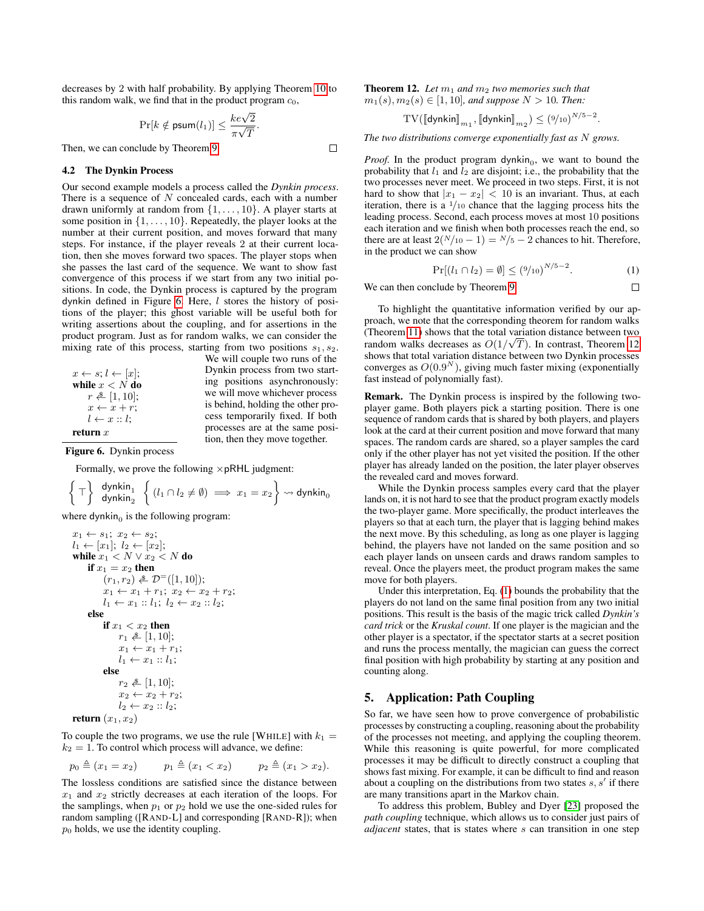decreases by 2 with half probability. By applying Theorem 10 to this random walk, we find that in the product program $c_0$,

$$\Pr[k \notin \mathsf{psum}(l_1)] \leq \frac{ke\sqrt{2}}{\pi\sqrt{T}}.$$

Then, we can conclude by Theorem 9. □

### 4.2 The Dynkin Process

Our second example models a process called the *Dynkin process*. There is a sequence of $N$ concealed cards, each with a number drawn uniformly at random from $\{1, \dots, 10\}$. A player starts at some position in $\{1, \dots, 10\}$. Repeatedly, the player looks at the number at their current position, and moves forward that many steps. For instance, if the player reveals 2 at their current location, then she moves forward two spaces. The player stops when she passes the last card of the sequence. We want to show fast convergence of this process if we start from any two initial positions. In code, the Dynkin process is captured by the program dynkin defined in Figure 6. Here, $l$ stores the history of positions of the player; this ghost variable will be useful both for writing assertions about the coupling, and for assertions in the product program. Just as for random walks, we can consider the mixing rate of this process, starting from two positions $s_1, s_2$. We will couple two runs of the Dynkin process from two starting positions asynchronously: we will move whichever process is behind, holding the other process temporarily fixed. If both processes are at the same position, then they move together.

```
x ← s; l ← [x];
while x < N do
    r ←$ [1, 10];
    x ← x + r;
    l ← x :: l;
return x
```

**Figure 6.** Dynkin process

Formally, we prove the following ×pRHL judgment:

$$\left\{ \top \right\} \begin{array}{l}\mathsf{dynkin}_1 \\ \mathsf{dynkin}_2\end{array} \left\{ (l_1 \cap l_2 \neq \emptyset) \implies x_1 = x_2 \right\} \rightsquigarrow \mathsf{dynkin}_0$$

where $\mathsf{dynkin}_0$ is the following program:

```
x1 ← s1; x2 ← s2;
l1 ← [x1]; l2 ← [x2];
while x1 < N ∨ x2 < N do
    if x1 = x2 then
        (r1, r2) ←$ D=([1, 10]);
        x1 ← x1 + r1; x2 ← x2 + r2;
        l1 ← x1 :: l1; l2 ← x2 :: l2;
    else
        if x1 < x2 then
            r1 ←$ [1, 10];
            x1 ← x1 + r1;
            l1 ← x1 :: l1;
        else
            r2 ←$ [1, 10];
            x2 ← x2 + r2;
            l2 ← x2 :: l2;
return (x1, x2)
```

To couple the two programs, we use the rule [WHILE] with $k_1 = k_2 = 1$. To control which process will advance, we define:

$$p_0 \triangleq (x_1 = x_2) \qquad p_1 \triangleq (x_1 < x_2) \qquad p_2 \triangleq (x_1 > x_2).$$

The lossless conditions are satisfied since the distance between $x_1$ and $x_2$ strictly decreases at each iteration of the loops. For the samplings, when $p_1$ or $p_2$ hold we use the one-sided rules for random sampling ([RAND-L] and corresponding [RAND-R]); when $p_0$ holds, we use the identity coupling.

**Theorem 12.** *Let $m_1$ and $m_2$ two memories such that $m_1(s), m_2(s) \in [1, 10]$, and suppose $N > 10$. Then:*

$$\mathrm{TV}(\llbracket \mathsf{dynkin} \rrbracket_{m_1}, \llbracket \mathsf{dynkin} \rrbracket_{m_2}) \leq (9/10)^{N/5-2}.$$

*The two distributions converge exponentially fast as $N$ grows.*

*Proof.* In the product program $\mathsf{dynkin}_0$, we want to bound the probability that $l_1$ and $l_2$ are disjoint; i.e., the probability that the two processes never meet. We proceed in two steps. First, it is not hard to show that $|x_1 - x_2| < 10$ is an invariant. Thus, at each iteration, there is a $1/10$ chance that the lagging process hits the leading process. Second, each process moves at most 10 positions each iteration and we finish when both processes reach the end, so there are at least $2(N/10 - 1) = N/5 - 2$ chances to hit. Therefore, in the product we can show

$$\Pr[(l_1 \cap l_2) = \emptyset] \leq (9/10)^{N/5-2}. \tag{1}$$

We can then conclude by Theorem 9. □

To highlight the quantitative information verified by our approach, we note that the corresponding theorem for random walks (Theorem 11) shows that the total variation distance between two random walks decreases as $O(1/\sqrt{T})$. In contrast, Theorem 12 shows that total variation distance between two Dynkin processes converges as $O(0.9^N)$, giving much faster mixing (exponentially fast instead of polynomially fast).

**Remark.** The Dynkin process is inspired by the following two-player game. Both players pick a starting position. There is one sequence of random cards that is shared by both players, and players look at the card at their current position and move forward that many spaces. The random cards are shared, so a player samples the card only if the other player has not yet visited the position. If the other player has already landed on the position, the later player observes the revealed card and moves forward.

While the Dynkin process samples every card that the player lands on, it is not hard to see that the product program exactly models the two-player game. More specifically, the product interleaves the players so that at each turn, the player that is lagging behind makes the next move. By this scheduling, as long as one player is lagging behind, the players have not landed on the same position and so each player lands on unseen cards and draws random samples to reveal. Once the players meet, the product program makes the same move for both players.

Under this interpretation, Eq. (1) bounds the probability that the players do not land on the same final position from any two initial positions. This result is the basis of the magic trick called *Dynkin's card trick* or the *Kruskal count*. If one player is the magician and the other player is a spectator, if the spectator starts at a secret position and runs the process mentally, the magician can guess the correct final position with high probability by starting at any position and counting along.

## 5. Application: Path Coupling

So far, we have seen how to prove convergence of probabilistic processes by constructing a coupling, reasoning about the probability of the processes not meeting, and applying the coupling theorem. While this reasoning is quite powerful, for more complicated processes it may be difficult to directly construct a coupling that shows fast mixing. For example, it can be difficult to find and reason about a coupling on the distributions from two states $s, s'$ if there are many transitions apart in the Markov chain.

To address this problem, Bubley and Dyer [23] proposed the *path coupling* technique, which allows us to consider just pairs of *adjacent* states, that is states where $s$ can transition in one step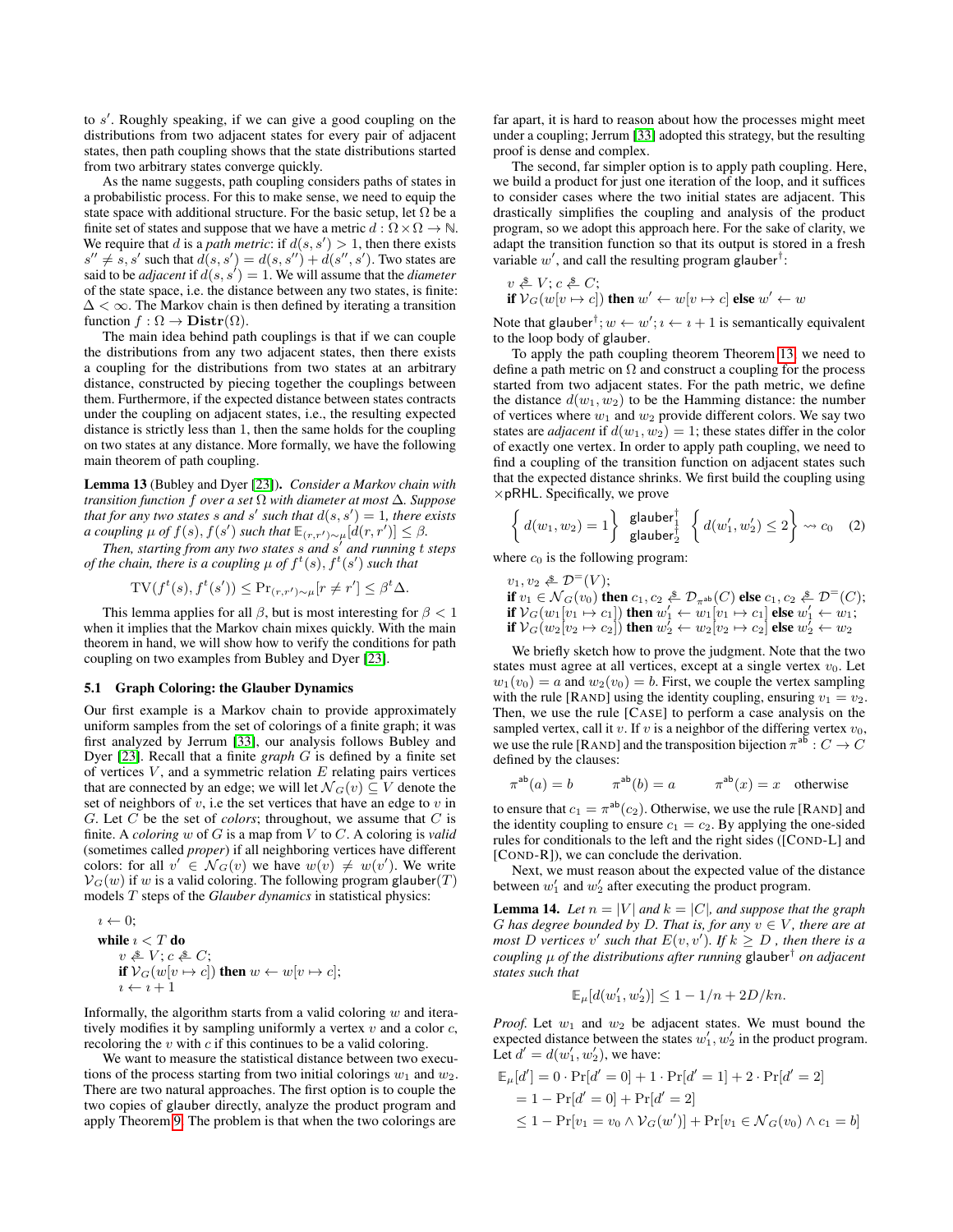to $s'$. Roughly speaking, if we can give a good coupling on the distributions from two adjacent states for every pair of adjacent states, then path coupling shows that the state distributions started from two arbitrary states converge quickly.

As the name suggests, path coupling considers paths of states in a probabilistic process. For this to make sense, we need to equip the state space with additional structure. For the basic setup, let $\Omega$ be a finite set of states and suppose that we have a metric $d : \Omega \times \Omega \to \mathbb{N}$. We require that $d$ is a *path metric*: if $d(s, s') > 1$, then there exists $s'' \neq s, s'$ such that $d(s, s') = d(s, s'') + d(s'', s')$. Two states are said to be *adjacent* if $d(s, s') = 1$. We will assume that the *diameter* of the state space, i.e. the distance between any two states, is finite: $\Delta < \infty$. The Markov chain is then defined by iterating a transition function $f : \Omega \to \mathbf{Distr}(\Omega)$.

The main idea behind path couplings is that if we can couple the distributions from any two adjacent states, then there exists a coupling for the distributions from two states at an arbitrary distance, constructed by piecing together the couplings between them. Furthermore, if the expected distance between states contracts under the coupling on adjacent states, i.e., the resulting expected distance is strictly less than 1, then the same holds for the coupling on two states at any distance. More formally, we have the following main theorem of path coupling.

**Lemma 13** (Bubley and Dyer [23]). *Consider a Markov chain with transition function $f$ over a set $\Omega$ with diameter at most $\Delta$. Suppose that for any two states $s$ and $s'$ such that $d(s, s') = 1$, there exists a coupling $\mu$ of $f(s), f(s')$ such that $\mathbb{E}_{(r,r')\sim\mu}[d(r, r')] \leq \beta$.*

*Then, starting from any two states $s$ and $s'$ and running $t$ steps of the chain, there is a coupling $\mu$ of $f^t(s), f^t(s')$ such that*

$$\mathrm{TV}(f^t(s), f^t(s')) \leq \Pr_{(r,r')\sim\mu}[r \neq r'] \leq \beta^t \Delta.$$

This lemma applies for all $\beta$, but is most interesting for $\beta < 1$ when it implies that the Markov chain mixes quickly. With the main theorem in hand, we will show how to verify the conditions for path coupling on two examples from Bubley and Dyer [23].

### 5.1 Graph Coloring: the Glauber Dynamics

Our first example is a Markov chain to provide approximately uniform samples from the set of colorings of a finite graph; it was first analyzed by Jerrum [33], our analysis follows Bubley and Dyer [23]. Recall that a finite *graph* $G$ is defined by a finite set of vertices $V$, and a symmetric relation $E$ relating pairs vertices that are connected by an edge; we will let $\mathcal{N}_G(v) \subseteq V$ denote the set of neighbors of $v$, i.e the set vertices that have an edge to $v$ in $G$. Let $C$ be the set of *colors*; throughout, we assume that $C$ is finite. A *coloring* $w$ of $G$ is a map from $V$ to $C$. A coloring is *valid* (sometimes called *proper*) if all neighboring vertices have different colors: for all $v' \in \mathcal{N}_G(v)$ we have $w(v) \neq w(v')$. We write $\mathcal{V}_G(w)$ if $w$ is a valid coloring. The following program $\mathsf{glauber}(T)$ models $T$ steps of the *Glauber dynamics* in statistical physics:

$$\begin{array}{l}
\imath \leftarrow 0; \\
\textbf{while } \imath < T \textbf{ do} \\
\quad v \xleftarrow{\$} V; c \xleftarrow{\$} C; \\
\quad \textbf{if } \mathcal{V}_G(w[v \mapsto c]) \textbf{ then } w \leftarrow w[v \mapsto c]; \\
\quad \imath \leftarrow \imath + 1
\end{array}$$

Informally, the algorithm starts from a valid coloring $w$ and iteratively modifies it by sampling uniformly a vertex $v$ and a color $c$, recoloring the $v$ with $c$ if this continues to be a valid coloring.

We want to measure the statistical distance between two executions of the process starting from two initial colorings $w_1$ and $w_2$. There are two natural approaches. The first option is to couple the two copies of glauber directly, analyze the product program and apply Theorem 9. The problem is that when the two colorings are far apart, it is hard to reason about how the processes might meet under a coupling; Jerrum [33] adopted this strategy, but the resulting proof is dense and complex.

The second, far simpler option is to apply path coupling. Here, we build a product for just one iteration of the loop, and it suffices to consider cases where the two initial states are adjacent. This drastically simplifies the coupling and analysis of the product program, so we adopt this approach here. For the sake of clarity, we adapt the transition function so that its output is stored in a fresh variable $w'$, and call the resulting program $\mathsf{glauber}^\dagger$:

$$\begin{array}{l}
v \xleftarrow{\$} V; c \xleftarrow{\$} C; \\
\textbf{if } \mathcal{V}_G(w[v \mapsto c]) \textbf{ then } w' \leftarrow w[v \mapsto c] \textbf{ else } w' \leftarrow w
\end{array}$$

Note that $\mathsf{glauber}^\dagger; w \leftarrow w'; \imath \leftarrow \imath + 1$ is semantically equivalent to the loop body of glauber.

To apply the path coupling theorem Theorem 13, we need to define a path metric on $\Omega$ and construct a coupling for the process started from two adjacent states. For the path metric, we define the distance $d(w_1, w_2)$ to be the Hamming distance: the number of vertices where $w_1$ and $w_2$ provide different colors. We say two states are *adjacent* if $d(w_1, w_2) = 1$; these states differ in the color of exactly one vertex. In order to apply path coupling, we need to find a coupling of the transition function on adjacent states such that the expected distance shrinks. We first build the coupling using $\times$pRHL. Specifically, we prove

$$\left\{ d(w_1, w_2) = 1 \right\} \begin{array}{c} \mathsf{glauber}_1^\dagger \\ \mathsf{glauber}_2^\dagger \end{array} \left\{ d(w_1', w_2') \leq 2 \right\} \rightsquigarrow c_0 \qquad (2)$$

where $c_0$ is the following program:

$$\begin{array}{l}
v_1, v_2 \xleftarrow{\$} \mathcal{D}^{=}(V); \\
\textbf{if } v_1 \in \mathcal{N}_G(v_0) \textbf{ then } c_1, c_2 \xleftarrow{\$} \mathcal{D}_{\pi^{\mathsf{ab}}}(C) \textbf{ else } c_1, c_2 \xleftarrow{\$} \mathcal{D}^{=}(C); \\
\textbf{if } \mathcal{V}_G(w_1[v_1 \mapsto c_1]) \textbf{ then } w_1' \leftarrow w_1[v_1 \mapsto c_1] \textbf{ else } w_1' \leftarrow w_1; \\
\textbf{if } \mathcal{V}_G(w_2[v_2 \mapsto c_2]) \textbf{ then } w_2' \leftarrow w_2[v_2 \mapsto c_2] \textbf{ else } w_2' \leftarrow w_2
\end{array}$$

We briefly sketch how to prove the judgment. Note that the two states must agree at all vertices, except at a single vertex $v_0$. Let $w_1(v_0) = a$ and $w_2(v_0) = b$. First, we couple the vertex sampling with the rule [RAND] using the identity coupling, ensuring $v_1 = v_2$. Then, we use the rule [CASE] to perform a case analysis on the sampled vertex, call it $v$. If $v$ is a neighbor of the differing vertex $v_0$, we use the rule [RAND] and the transposition bijection $\pi^{\mathsf{ab}} : C \to C$ defined by the clauses:

$$\pi^{\mathsf{ab}}(a) = b \qquad \pi^{\mathsf{ab}}(b) = a \qquad \pi^{\mathsf{ab}}(x) = x \quad \text{otherwise}$$

to ensure that $c_1 = \pi^{\mathsf{ab}}(c_2)$. Otherwise, we use the rule [RAND] and the identity coupling to ensure $c_1 = c_2$. By applying the one-sided rules for conditionals to the left and the right sides ([COND-L] and [COND-R]), we can conclude the derivation.

Next, we must reason about the expected value of the distance between $w_1'$ and $w_2'$ after executing the product program.

**Lemma 14.** *Let $n = |V|$ and $k = |C|$, and suppose that the graph $G$ has degree bounded by $D$. That is, for any $v \in V$, there are at most $D$ vertices $v'$ such that $E(v, v')$. If $k \geq D$, then there is a coupling $\mu$ of the distributions after running $\mathsf{glauber}^\dagger$ on adjacent states such that*

$$\mathbb{E}_\mu[d(w_1', w_2')] \leq 1 - 1/n + 2D/kn.$$

*Proof.* Let $w_1$ and $w_2$ be adjacent states. We must bound the expected distance between the states $w_1', w_2'$ in the product program. Let $d' = d(w_1', w_2')$, we have:

$$\begin{aligned}
\mathbb{E}_\mu[d'] &= 0 \cdot \Pr[d' = 0] + 1 \cdot \Pr[d' = 1] + 2 \cdot \Pr[d' = 2] \\
&= 1 - \Pr[d' = 0] + \Pr[d' = 2] \\
&\leq 1 - \Pr[v_1 = v_0 \wedge \mathcal{V}_G(w')] + \Pr[v_1 \in \mathcal{N}_G(v_0) \wedge c_1 = b]
\end{aligned}$$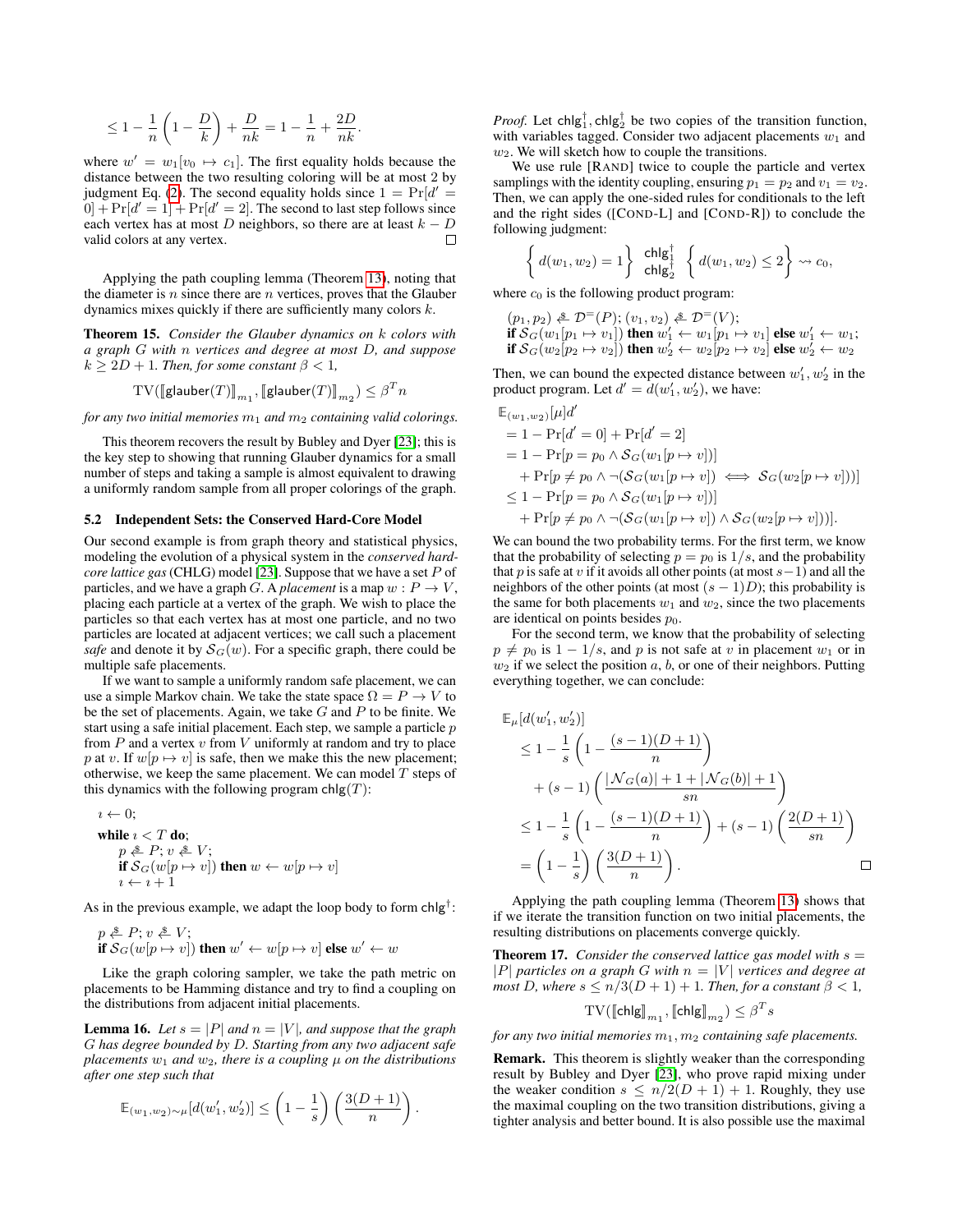$$\leq 1 - \frac{1}{n}\left(1 - \frac{D}{k}\right) + \frac{D}{nk} = 1 - \frac{1}{n} + \frac{2D}{nk}.$$

where $w' = w_1[v_0 \mapsto c_1]$. The first equality holds because the distance between the two resulting coloring will be at most 2 by judgment Eq. (2). The second equality holds since $1 = \Pr[d' = 0] + \Pr[d' = 1] + \Pr[d' = 2]$. The second to last step follows since each vertex has at most $D$ neighbors, so there are at least $k - D$ valid colors at any vertex. □

Applying the path coupling lemma (Theorem 13), noting that the diameter is $n$ since there are $n$ vertices, proves that the Glauber dynamics mixes quickly if there are sufficiently many colors $k$.

**Theorem 15.** *Consider the Glauber dynamics on $k$ colors with a graph $G$ with $n$ vertices and degree at most $D$, and suppose $k \geq 2D + 1$. Then, for some constant $\beta < 1$,*

$$\mathrm{TV}(\llbracket \mathsf{glauber}(T) \rrbracket_{m_1}, \llbracket \mathsf{glauber}(T) \rrbracket_{m_2}) \leq \beta^T n$$

*for any two initial memories $m_1$ and $m_2$ containing valid colorings.*

This theorem recovers the result by Bubley and Dyer [23]; this is the key step to showing that running Glauber dynamics for a small number of steps and taking a sample is almost equivalent to drawing a uniformly random sample from all proper colorings of the graph.

### 5.2 Independent Sets: the Conserved Hard-Core Model

Our second example is from graph theory and statistical physics, modeling the evolution of a physical system in the *conserved hard-core lattice gas* (CHLG) model [23]. Suppose that we have a set $P$ of particles, and we have a graph $G$. A *placement* is a map $w : P \to V$, placing each particle at a vertex of the graph. We wish to place the particles so that each vertex has at most one particle, and no two particles are located at adjacent vertices; we call such a placement *safe* and denote it by $\mathcal{S}_G(w)$. For a specific graph, there could be multiple safe placements.

If we want to sample a uniformly random safe placement, we can use a simple Markov chain. We take the state space $\Omega = P \to V$ to be the set of placements. Again, we take $G$ and $P$ to be finite. We start using a safe initial placement. Each step, we sample a particle $p$ from $P$ and a vertex $v$ from $V$ uniformly at random and try to place $p$ at $v$. If $w[p \mapsto v]$ is safe, then we make this the new placement; otherwise, we keep the same placement. We can model $T$ steps of this dynamics with the following program $\mathsf{chlg}(T)$:

$$
\begin{array}{l}
\imath \leftarrow 0; \\
\textbf{while } \imath < T \textbf{ do}; \\
\quad p \xleftarrow{\$} P;\ v \xleftarrow{\$} V; \\
\quad \textbf{if } \mathcal{S}_G(w[p \mapsto v]) \textbf{ then } w \leftarrow w[p \mapsto v] \\
\quad \imath \leftarrow \imath + 1
\end{array}
$$

As in the previous example, we adapt the loop body to form $\mathsf{chlg}^\dagger$:

$$
\begin{array}{l}
p \xleftarrow{\$} P;\ v \xleftarrow{\$} V; \\
\textbf{if } \mathcal{S}_G(w[p \mapsto v]) \textbf{ then } w' \leftarrow w[p \mapsto v] \textbf{ else } w' \leftarrow w
\end{array}
$$

Like the graph coloring sampler, we take the path metric on placements to be Hamming distance and try to find a coupling on the distributions from adjacent initial placements.

**Lemma 16.** *Let $s = |P|$ and $n = |V|$, and suppose that the graph $G$ has degree bounded by $D$. Starting from any two adjacent safe placements $w_1$ and $w_2$, there is a coupling $\mu$ on the distributions after one step such that*

$$\mathbb{E}_{(w_1, w_2) \sim \mu}[d(w_1', w_2')] \leq \left(1 - \frac{1}{s}\right)\left(\frac{3(D+1)}{n}\right).$$

*Proof.* Let $\mathsf{chlg}_1^\dagger, \mathsf{chlg}_2^\dagger$ be two copies of the transition function, with variables tagged. Consider two adjacent placements $w_1$ and $w_2$. We will sketch how to couple the transitions.

We use [RAND] twice to couple the particle and vertex samplings with the identity coupling, ensuring $p_1 = p_2$ and $v_1 = v_2$. Then, we can apply the one-sided rules for conditionals to the left and the right sides ([COND-L] and [COND-R]) to conclude the following judgment:

$$\left\{ d(w_1, w_2) = 1 \right\} \begin{array}{c}\mathsf{chlg}_1^\dagger \\ \mathsf{chlg}_2^\dagger\end{array} \left\{ d(w_1, w_2) \leq 2 \right\} \rightsquigarrow c_0,$$

where $c_0$ is the following product program:

$$
\begin{array}{l}
(p_1, p_2) \xleftarrow{\$} \mathcal{D}^{=}(P);\ (v_1, v_2) \xleftarrow{\$} \mathcal{D}^{=}(V); \\
\textbf{if } \mathcal{S}_G(w_1[p_1 \mapsto v_1]) \textbf{ then } w_1' \leftarrow w_1[p_1 \mapsto v_1] \textbf{ else } w_1' \leftarrow w_1; \\
\textbf{if } \mathcal{S}_G(w_2[p_2 \mapsto v_2]) \textbf{ then } w_2' \leftarrow w_2[p_2 \mapsto v_2] \textbf{ else } w_2' \leftarrow w_2
\end{array}
$$

Then, we can bound the expected distance between $w_1', w_2'$ in the product program. Let $d' = d(w_1', w_2')$, we have:

$$
\begin{aligned}
&\mathbb{E}_{(w_1, w_2)}[\mu] d' \\
&= 1 - \Pr[d' = 0] + \Pr[d' = 2] \\
&= 1 - \Pr[p = p_0 \wedge \mathcal{S}_G(w_1[p \mapsto v])] \\
&\quad + \Pr[p \neq p_0 \wedge \neg(\mathcal{S}_G(w_1[p \mapsto v]) \iff \mathcal{S}_G(w_2[p \mapsto v]))] \\
&\leq 1 - \Pr[p = p_0 \wedge \mathcal{S}_G(w_1[p \mapsto v])] \\
&\quad + \Pr[p \neq p_0 \wedge \neg(\mathcal{S}_G(w_1[p \mapsto v]) \wedge \mathcal{S}_G(w_2[p \mapsto v]))].
\end{aligned}
$$

We can bound the two probability terms. For the first term, we know that the probability of selecting $p = p_0$ is $1/s$, and the probability that $p$ is safe at $v$ if it avoids all other points (at most $s-1$) and all the neighbors of the other points (at most $(s-1)D$); this probability is the same for both placements $w_1$ and $w_2$, since the two placements are identical on points besides $p_0$.

For the second term, we know that the probability of selecting $p \neq p_0$ is $1 - 1/s$, and $p$ is not safe at $v$ in placement $w_1$ or in $w_2$ if we select the position $a$, $b$, or one of their neighbors. Putting everything together, we can conclude:

$$
\begin{aligned}
&\mathbb{E}_\mu[d(w_1', w_2')] \\
&\quad \leq 1 - \frac{1}{s}\left(1 - \frac{(s-1)(D+1)}{n}\right) \\
&\qquad + (s-1)\left(\frac{|\mathcal{N}_G(a)| + 1 + |\mathcal{N}_G(b)| + 1}{sn}\right) \\
&\quad \leq 1 - \frac{1}{s}\left(1 - \frac{(s-1)(D+1)}{n}\right) + (s-1)\left(\frac{2(D+1)}{sn}\right) \\
&\quad = \left(1 - \frac{1}{s}\right)\left(\frac{3(D+1)}{n}\right).
\end{aligned}
$$
□

Applying the path coupling lemma (Theorem 13) shows that if we iterate the transition function on two initial placements, the resulting distributions on placements converge quickly.

**Theorem 17.** *Consider the conserved lattice gas model with $s = |P|$ particles on a graph $G$ with $n = |V|$ vertices and degree at most $D$, where $s \leq n/3(D+1) + 1$. Then, for a constant $\beta < 1$,*

$$\mathrm{TV}(\llbracket \mathsf{chlg} \rrbracket_{m_1}, \llbracket \mathsf{chlg} \rrbracket_{m_2}) \leq \beta^T s$$

*for any two initial memories $m_1, m_2$ containing safe placements.*

**Remark.** This theorem is slightly weaker than the corresponding result by Bubley and Dyer [23], who prove rapid mixing under the weaker condition $s \leq n/2(D+1) + 1$. Roughly, they use the maximal coupling on the two transition distributions, giving a tighter analysis and better bound. It is also possible use the maximal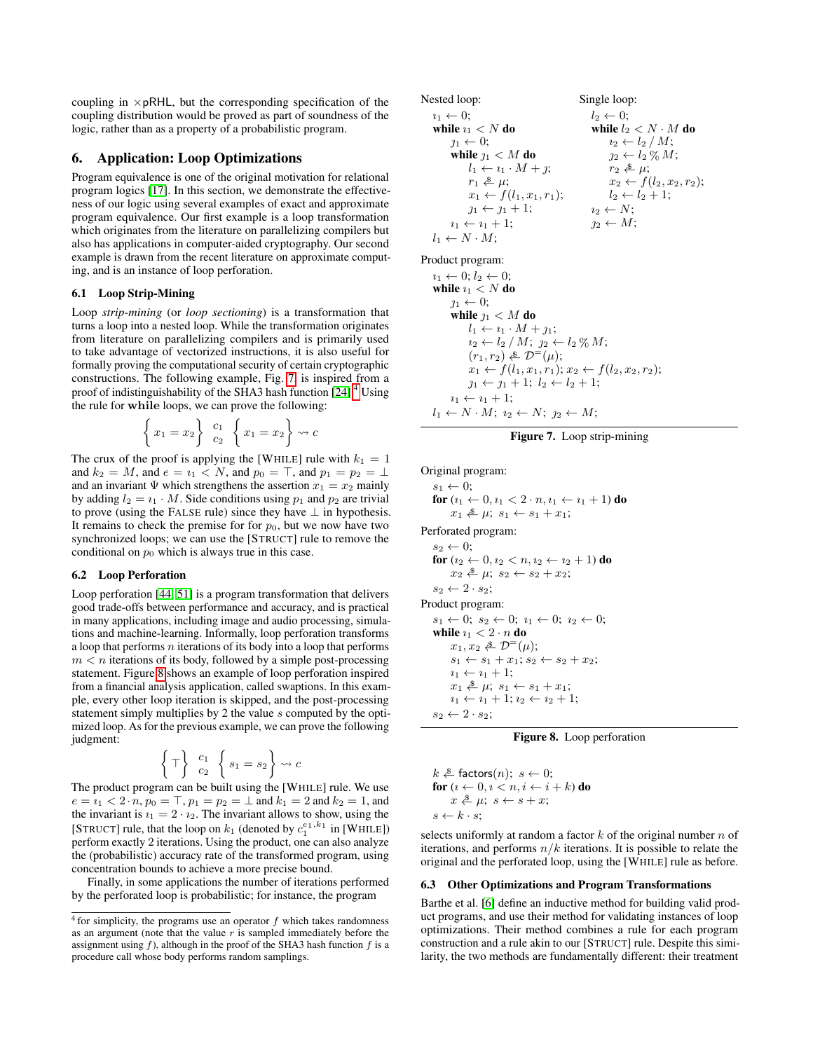coupling in ×pRHL, but the corresponding specification of the coupling distribution would be proved as part of soundness of the logic, rather than as a property of a probabilistic program.

## 6. Application: Loop Optimizations

Program equivalence is one of the original motivation for relational program logics [17]. In this section, we demonstrate the effectiveness of our logic using several examples of exact and approximate program equivalence. Our first example is a loop transformation which originates from the literature on parallelizing compilers but also has applications in computer-aided cryptography. Our second example is drawn from the recent literature on approximate computing, and is an instance of loop perforation.

### 6.1 Loop Strip-Mining

Loop *strip-mining* (or *loop sectioning*) is a transformation that turns a loop into a nested loop. While the transformation originates from literature on parallelizing compilers and is primarily used to take advantage of vectorized instructions, it is also useful for formally proving the computational security of certain cryptographic constructions. The following example, Fig. 7, is inspired from a proof of indistinguishability of the SHA3 hash function [24].[4] Using the rule for **while** loops, we can prove the following:

$$\left\{ x_1 = x_2 \right\} \begin{array}{c} c_1 \\ c_2 \end{array} \left\{ x_1 = x_2 \right\} \rightsquigarrow c$$

The crux of the proof is applying the [WHILE] rule with $k_1 = 1$ and $k_2 = M$, and $e = \imath_1 < N$, and $p_0 = \top$, and $p_1 = p_2 = \bot$ and an invariant $\Psi$ which strengthens the assertion $x_1 = x_2$ mainly by adding $l_2 = \imath_1 \cdot M$. Side conditions using $p_1$ and $p_2$ are trivial to prove (using the FALSE rule) since they have $\bot$ in hypothesis. It remains to check the premise for for $p_0$, but we now have two synchronized loops; we can use the [STRUCT] rule to remove the conditional on $p_0$ which is always true in this case.

### 6.2 Loop Perforation

Loop perforation [44, 51] is a program transformation that delivers good trade-offs between performance and accuracy, and is practical in many applications, including image and audio processing, simulations and machine-learning. Informally, loop perforation transforms a loop that performs $n$ iterations of its body into a loop that performs $m < n$ iterations of its body, followed by a simple post-processing statement. Figure 8 shows an example of loop perforation inspired from a financial analysis application, called swaptions. In this example, every other loop iteration is skipped, and the post-processing statement simply multiplies by 2 the value $s$ computed by the optimized loop. As for the previous example, we can prove the following judgment:

$$\left\{ \top \right\} \begin{array}{c} c_1 \\ c_2 \end{array} \left\{ s_1 = s_2 \right\} \rightsquigarrow c$$

The product program can be built using the [WHILE] rule. We use $e = \imath_1 < 2 \cdot n$, $p_0 = \top$, $p_1 = p_2 = \bot$ and $k_1 = 2$ and $k_2 = 1$, and the invariant is $\imath_1 = 2 \cdot \imath_2$. The invariant allows to show, using the [STRUCT] rule, that the loop on $k_1$ (denoted by $c_1^{e_1,k_1}$ in [WHILE]) perform exactly 2 iterations. Using the product, one can also analyze the (probabilistic) accuracy rate of the transformed program, using concentration bounds to achieve a more precise bound.

Finally, in some applications the number of iterations performed by the perforated loop is probabilistic; for instance, the program

```
k ←$ factors(n); s ← 0;
for (ı ← 0, ı < n, i ← i + k) do
    x ←$ μ; s ← s + x;
s ← k · s;
```

selects uniformly at random a factor $k$ of the original number $n$ of iterations, and performs $n/k$ iterations. It is possible to relate the original and the perforated loop, using the [WHILE] rule as before.

[4] for simplicity, the programs use an operator $f$ which takes randomness as an argument (note that the value $r$ is sampled immediately before the assignment using $f$), although in the proof of the SHA3 hash function $f$ is a procedure call whose body performs random samplings.

Nested loop:

```
ı1 ← 0;
while ı1 < N do
    ȷ1 ← 0;
    while ȷ1 < M do
        l1 ← ı1 · M + ȷ;
        r1 ←$ μ;
        x1 ← f(l1, x1, r1);
        ȷ1 ← ȷ1 + 1;
    ı1 ← ı1 + 1;
l1 ← N · M;
```

Single loop:

```
l2 ← 0;
while l2 < N · M do
    ı2 ← l2 / M;
    ȷ2 ← l2 % M;
    r2 ←$ μ;
    x2 ← f(l2, x2, r2);
    l2 ← l2 + 1;
ı2 ← N;
ȷ2 ← M;
```

Product program:

```
ı1 ← 0; l2 ← 0;
while ı1 < N do
    ȷ1 ← 0;
    while ȷ1 < M do
        l1 ← ı1 · M + ȷ1;
        ı2 ← l2 / M; ȷ2 ← l2 % M;
        (r1, r2) ←$ D=(μ);
        x1 ← f(l1, x1, r1); x2 ← f(l2, x2, r2);
        ȷ1 ← ȷ1 + 1; l2 ← l2 + 1;
    ı1 ← ı1 + 1;
l1 ← N · M; ı2 ← N; ȷ2 ← M;
```

**Figure 7.** Loop strip-mining

Original program:

```
s1 ← 0;
for (ı1 ← 0, ı1 < 2 · n, ı1 ← ı1 + 1) do
    x1 ←$ μ; s1 ← s1 + x1;
```

Perforated program:

```
s2 ← 0;
for (ı2 ← 0, ı2 < n, ı2 ← ı2 + 1) do
    x2 ←$ μ; s2 ← s2 + x2;
s2 ← 2 · s2;
```

Product program:

```
s1 ← 0; s2 ← 0; ı1 ← 0; ı2 ← 0;
while ı1 < 2 · n do
    x1, x2 ←$ D=(μ);
    s1 ← s1 + x1; s2 ← s2 + x2;
    ı1 ← ı1 + 1;
    x1 ←$ μ; s1 ← s1 + x1;
    ı1 ← ı1 + 1; ı2 ← ı2 + 1;
s2 ← 2 · s2;
```

**Figure 8.** Loop perforation

### 6.3 Other Optimizations and Program Transformations

Barthe et al. [6] define an inductive method for building valid product programs, and use their method for validating instances of loop optimizations. Their method combines a rule for each program construction and a rule akin to our [STRUCT] rule. Despite this similarity, the two methods are fundamentally different: their treatment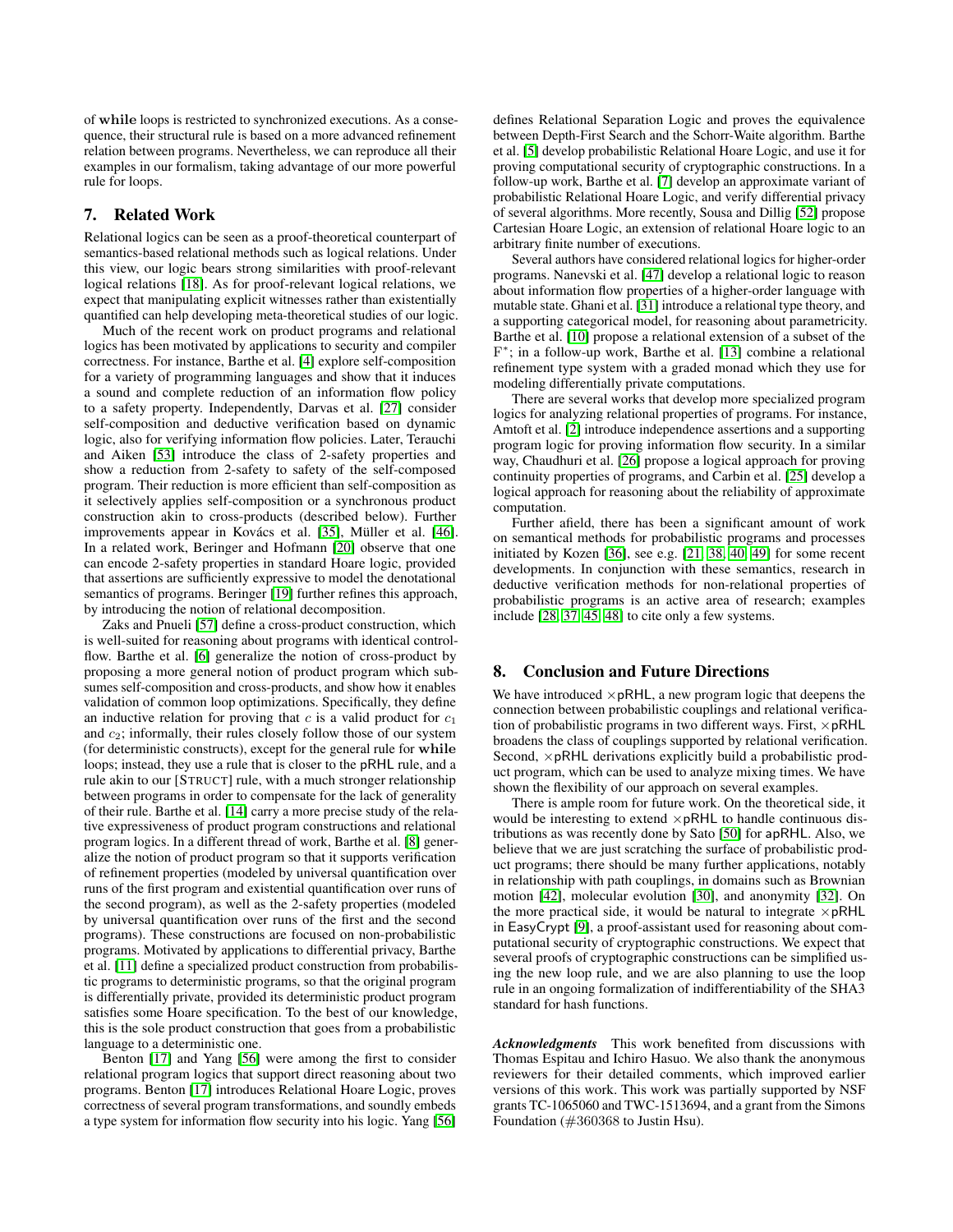of **while** loops is restricted to synchronized executions. As a consequence, their structural rule is based on a more advanced refinement relation between programs. Nevertheless, we can reproduce all their examples in our formalism, taking advantage of our more powerful rule for loops.

## 7. Related Work

Relational logics can be seen as a proof-theoretical counterpart of semantics-based relational methods such as logical relations. Under this view, our logic bears strong similarities with proof-relevant logical relations [18]. As for proof-relevant logical relations, we expect that manipulating explicit witnesses rather than existentially quantified can help developing meta-theoretical studies of our logic.

Much of the recent work on product programs and relational logics has been motivated by applications to security and compiler correctness. For instance, Barthe et al. [4] explore self-composition for a variety of programming languages and show that it induces a sound and complete reduction of an information flow policy to a safety property. Independently, Darvas et al. [27] consider self-composition and deductive verification based on dynamic logic, also for verifying information flow policies. Later, Terauchi and Aiken [53] introduce the class of 2-safety properties and show a reduction from 2-safety to safety of the self-composed program. Their reduction is more efficient than self-composition as it selectively applies self-composition or a synchronous product construction akin to cross-products (described below). Further improvements appear in Kovács et al. [35], Müller et al. [46]. In a related work, Beringer and Hofmann [20] observe that one can encode 2-safety properties in standard Hoare logic, provided that assertions are sufficiently expressive to model the denotational semantics of programs. Beringer [19] further refines this approach, by introducing the notion of relational decomposition.

Zaks and Pnueli [57] define a cross-product construction, which is well-suited for reasoning about programs with identical control-flow. Barthe et al. [6] generalize the notion of cross-product by proposing a more general notion of product program which subsumes self-composition and cross-products, and show how it enables validation of common loop optimizations. Specifically, they define an inductive relation for proving that $c$ is a valid product for $c_1$ and $c_2$; informally, their rules closely follow those of our system (for deterministic constructs), except for the general rule for **while** loops; instead, they use a rule that is closer to the pRHL rule, and a rule akin to our [STRUCT] rule, with a much stronger relationship between programs in order to compensate for the lack of generality of their rule. Barthe et al. [14] carry a more precise study of the relative expressiveness of product program constructions and relational program logics. In a different thread of work, Barthe et al. [8] generalize the notion of product program so that it supports verification of refinement properties (modeled by universal quantification over runs of the first program and existential quantification over runs of the second program), as well as the 2-safety properties (modeled by universal quantification over runs of the first and the second programs). These constructions are focused on non-probabilistic programs. Motivated by applications to differential privacy, Barthe et al. [11] define a specialized product construction from probabilistic programs to deterministic programs, so that the original program is differentially private, provided its deterministic product program satisfies some Hoare specification. To the best of our knowledge, this is the sole product construction that goes from a probabilistic language to a deterministic one.

Benton [17] and Yang [56] were among the first to consider relational program logics that support direct reasoning about two programs. Benton [17] introduces Relational Hoare Logic, proves correctness of several program transformations, and soundly embeds a type system for information flow security into his logic. Yang [56] defines Relational Separation Logic and proves the equivalence between Depth-First Search and the Schorr-Waite algorithm. Barthe et al. [5] develop probabilistic Relational Hoare Logic, and use it for proving computational security of cryptographic constructions. In a follow-up work, Barthe et al. [7] develop an approximate variant of probabilistic Relational Hoare Logic, and verify differential privacy of several algorithms. More recently, Sousa and Dillig [52] propose Cartesian Hoare Logic, an extension of relational Hoare logic to an arbitrary finite number of executions.

Several authors have considered relational logics for higher-order programs. Nanevski et al. [47] develop a relational logic to reason about information flow properties of a higher-order language with mutable state. Ghani et al. [31] introduce a relational type theory, and a supporting categorical model, for reasoning about parametricity. Barthe et al. [10] propose a relational extension of a subset of the $F^*$; in a follow-up work, Barthe et al. [13] combine a relational refinement type system with a graded monad which they use for modeling differentially private computations.

There are several works that develop more specialized program logics for analyzing relational properties of programs. For instance, Amtoft et al. [2] introduce independence assertions and a supporting program logic for proving information flow security. In a similar way, Chaudhuri et al. [26] propose a logical approach for proving continuity properties of programs, and Carbin et al. [25] develop a logical approach for reasoning about the reliability of approximate computation.

Further afield, there has been a significant amount of work on semantical methods for probabilistic programs and processes initiated by Kozen [36], see e.g. [21, 38, 40, 49] for some recent developments. In conjunction with these semantics, research in deductive verification methods for non-relational properties of probabilistic programs is an active area of research; examples include [28, 37, 45, 48] to cite only a few systems.

## 8. Conclusion and Future Directions

We have introduced $\times$pRHL, a new program logic that deepens the connection between probabilistic couplings and relational verification of probabilistic programs in two different ways. First, $\times$pRHL broadens the class of couplings supported by relational verification. Second, $\times$pRHL derivations explicitly build a probabilistic product program, which can be used to analyze mixing times. We have shown the flexibility of our approach on several examples.

There is ample room for future work. On the theoretical side, it would be interesting to extend $\times$pRHL to handle continuous distributions as was recently done by Sato [50] for apRHL. Also, we believe that we are just scratching the surface of probabilistic product programs; there should be many further applications, notably in relationship with path couplings, in domains such as Brownian motion [42], molecular evolution [30], and anonymity [32]. On the more practical side, it would be natural to integrate $\times$pRHL in EasyCrypt [9], a proof-assistant used for reasoning about computational security of cryptographic constructions. We expect that several proofs of cryptographic constructions can be simplified using the new loop rule, and we are also planning to use the loop rule in an ongoing formalization of indifferentiability of the SHA3 standard for hash functions.

***Acknowledgments*** This work benefited from discussions with Thomas Espitau and Ichiro Hasuo. We also thank the anonymous reviewers for their detailed comments, which improved earlier versions of this work. This work was partially supported by NSF grants TC-1065060 and TWC-1513694, and a grant from the Simons Foundation (#360368 to Justin Hsu).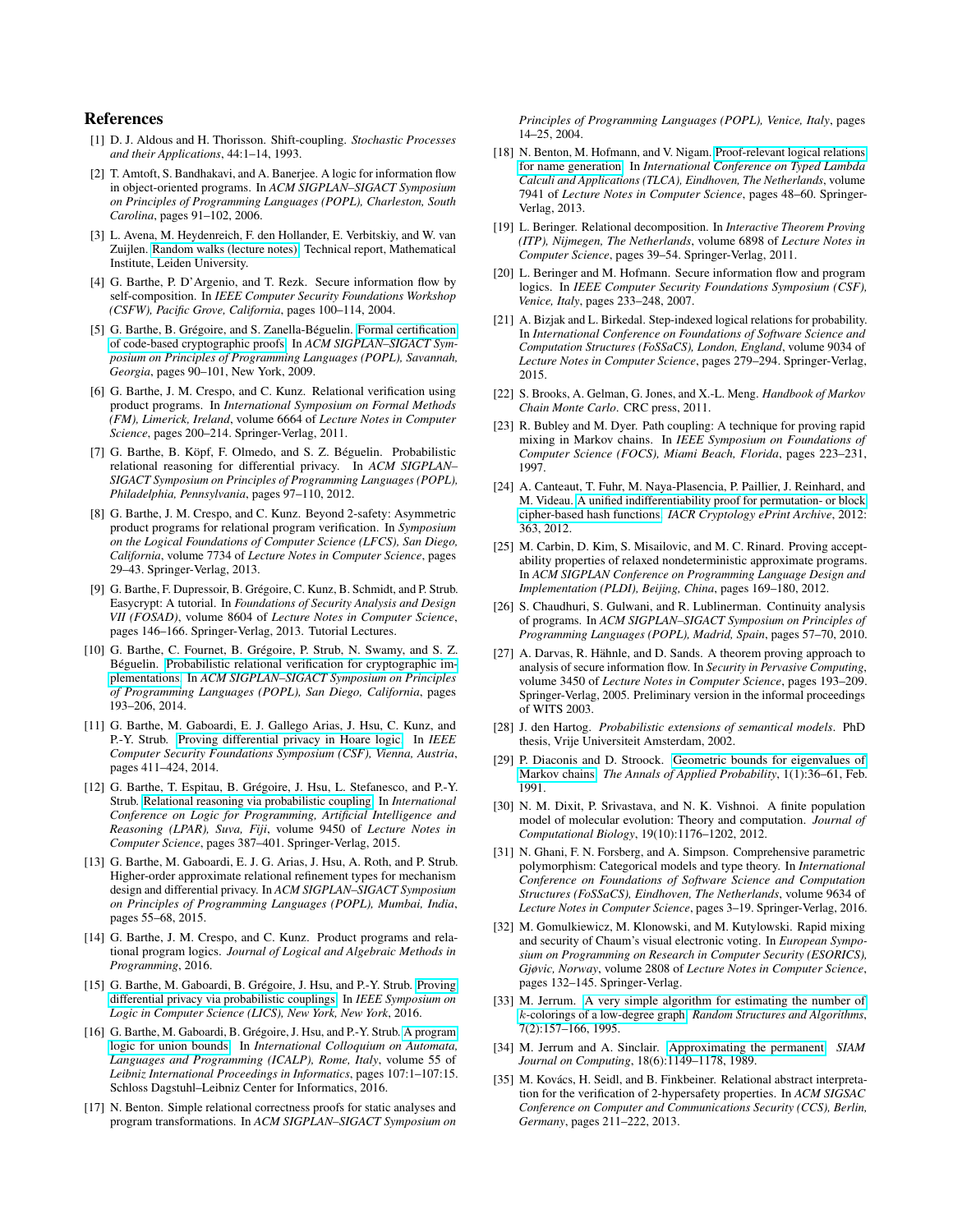## References

[1] D. J. Aldous and H. Thorisson. Shift-coupling. *Stochastic Processes and their Applications*, 44:1–14, 1993.

[2] T. Amtoft, S. Bandhakavi, and A. Banerjee. A logic for information flow in object-oriented programs. In *ACM SIGPLAN–SIGACT Symposium on Principles of Programming Languages (POPL), Charleston, South Carolina*, pages 91–102, 2006.

[3] L. Avena, M. Heydenreich, F. den Hollander, E. Verbitskiy, and W. van Zuijlen. Random walks (lecture notes). Technical report, Mathematical Institute, Leiden University.

[4] G. Barthe, P. D'Argenio, and T. Rezk. Secure information flow by self-composition. In *IEEE Computer Security Foundations Workshop (CSFW), Pacific Grove, California*, pages 100–114, 2004.

[5] G. Barthe, B. Grégoire, and S. Zanella-Béguelin. Formal certification of code-based cryptographic proofs. In *ACM SIGPLAN–SIGACT Symposium on Principles of Programming Languages (POPL), Savannah, Georgia*, pages 90–101, New York, 2009.

[6] G. Barthe, J. M. Crespo, and C. Kunz. Relational verification using product programs. In *International Symposium on Formal Methods (FM), Limerick, Ireland*, volume 6664 of *Lecture Notes in Computer Science*, pages 200–214. Springer-Verlag, 2011.

[7] G. Barthe, B. Köpf, F. Olmedo, and S. Z. Béguelin. Probabilistic relational reasoning for differential privacy. In *ACM SIGPLAN–SIGACT Symposium on Principles of Programming Languages (POPL), Philadelphia, Pennsylvania*, pages 97–110, 2012.

[8] G. Barthe, J. M. Crespo, and C. Kunz. Beyond 2-safety: Asymmetric product programs for relational program verification. In *Symposium on the Logical Foundations of Computer Science (LFCS), San Diego, California*, volume 7734 of *Lecture Notes in Computer Science*, pages 29–43. Springer-Verlag, 2013.

[9] G. Barthe, F. Dupressoir, B. Grégoire, C. Kunz, B. Schmidt, and P. Strub. Easycrypt: A tutorial. In *Foundations of Security Analysis and Design VII (FOSAD)*, volume 8604 of *Lecture Notes in Computer Science*, pages 146–166. Springer-Verlag, 2013. Tutorial Lectures.

[10] G. Barthe, C. Fournet, B. Grégoire, P. Strub, N. Swamy, and S. Z. Béguelin. Probabilistic relational verification for cryptographic implementations. In *ACM SIGPLAN–SIGACT Symposium on Principles of Programming Languages (POPL), San Diego, California*, pages 193–206, 2014.

[11] G. Barthe, M. Gaboardi, E. J. Gallego Arias, J. Hsu, C. Kunz, and P.-Y. Strub. Proving differential privacy in Hoare logic. In *IEEE Computer Security Foundations Symposium (CSF), Vienna, Austria*, pages 411–424, 2014.

[12] G. Barthe, T. Espitau, B. Grégoire, J. Hsu, L. Stefanesco, and P.-Y. Strub. Relational reasoning via probabilistic coupling. In *International Conference on Logic for Programming, Artificial Intelligence and Reasoning (LPAR), Suva, Fiji*, volume 9450 of *Lecture Notes in Computer Science*, pages 387–401. Springer-Verlag, 2015.

[13] G. Barthe, M. Gaboardi, E. J. G. Arias, J. Hsu, A. Roth, and P. Strub. Higher-order approximate relational refinement types for mechanism design and differential privacy. In *ACM SIGPLAN–SIGACT Symposium on Principles of Programming Languages (POPL), Mumbai, India*, pages 55–68, 2015.

[14] G. Barthe, J. M. Crespo, and C. Kunz. Product programs and relational program logics. *Journal of Logical and Algebraic Methods in Programming*, 2016.

[15] G. Barthe, M. Gaboardi, B. Grégoire, J. Hsu, and P.-Y. Strub. Proving differential privacy via probabilistic couplings. In *IEEE Symposium on Logic in Computer Science (LICS), New York, New York*, 2016.

[16] G. Barthe, M. Gaboardi, B. Grégoire, J. Hsu, and P.-Y. Strub. A program logic for union bounds. In *International Colloquium on Automata, Languages and Programming (ICALP), Rome, Italy*, volume 55 of *Leibniz International Proceedings in Informatics*, pages 107:1–107:15. Schloss Dagstuhl–Leibniz Center for Informatics, 2016.

[17] N. Benton. Simple relational correctness proofs for static analyses and program transformations. In *ACM SIGPLAN–SIGACT Symposium on Principles of Programming Languages (POPL), Venice, Italy*, pages 14–25, 2004.

[18] N. Benton, M. Hofmann, and V. Nigam. Proof-relevant logical relations for name generation. In *International Conference on Typed Lambda Calculi and Applications (TLCA), Eindhoven, The Netherlands*, volume 7941 of *Lecture Notes in Computer Science*, pages 48–60. Springer-Verlag, 2013.

[19] L. Beringer. Relational decomposition. In *Interactive Theorem Proving (ITP), Nijmegen, The Netherlands*, volume 6898 of *Lecture Notes in Computer Science*, pages 39–54. Springer-Verlag, 2011.

[20] L. Beringer and M. Hofmann. Secure information flow and program logics. In *IEEE Computer Security Foundations Symposium (CSF), Venice, Italy*, pages 233–248, 2007.

[21] A. Bizjak and L. Birkedal. Step-indexed logical relations for probability. In *International Conference on Foundations of Software Science and Computation Structures (FoSSaCS), London, England*, volume 9034 of *Lecture Notes in Computer Science*, pages 279–294. Springer-Verlag, 2015.

[22] S. Brooks, A. Gelman, G. Jones, and X.-L. Meng. *Handbook of Markov Chain Monte Carlo*. CRC press, 2011.

[23] R. Bubley and M. Dyer. Path coupling: A technique for proving rapid mixing in Markov chains. In *IEEE Symposium on Foundations of Computer Science (FOCS), Miami Beach, Florida*, pages 223–231, 1997.

[24] A. Canteaut, T. Fuhr, M. Naya-Plasencia, P. Paillier, J. Reinhard, and M. Videau. A unified indifferentiability proof for permutation- or block cipher-based hash functions. *IACR Cryptology ePrint Archive*, 2012: 363, 2012.

[25] M. Carbin, D. Kim, S. Misailovic, and M. C. Rinard. Proving acceptability properties of relaxed nondeterministic approximate programs. In *ACM SIGPLAN Conference on Programming Language Design and Implementation (PLDI), Beijing, China*, pages 169–180, 2012.

[26] S. Chaudhuri, S. Gulwani, and R. Lublinerman. Continuity analysis of programs. In *ACM SIGPLAN–SIGACT Symposium on Principles of Programming Languages (POPL), Madrid, Spain*, pages 57–70, 2010.

[27] A. Darvas, R. Hähnle, and D. Sands. A theorem proving approach to analysis of secure information flow. In *Security in Pervasive Computing*, volume 3450 of *Lecture Notes in Computer Science*, pages 193–209. Springer-Verlag, 2005. Preliminary version in the informal proceedings of WITS 2003.

[28] J. den Hartog. *Probabilistic extensions of semantical models*. PhD thesis, Vrije Universiteit Amsterdam, 2002.

[29] P. Diaconis and D. Stroock. Geometric bounds for eigenvalues of Markov chains. *The Annals of Applied Probability*, 1(1):36–61, Feb. 1991.

[30] N. M. Dixit, P. Srivastava, and N. K. Vishnoi. A finite population model of molecular evolution: Theory and computation. *Journal of Computational Biology*, 19(10):1176–1202, 2012.

[31] N. Ghani, F. N. Forsberg, and A. Simpson. Comprehensive parametric polymorphism: Categorical models and type theory. In *International Conference on Foundations of Software Science and Computation Structures (FoSSaCS), Eindhoven, The Netherlands*, volume 9634 of *Lecture Notes in Computer Science*, pages 3–19. Springer-Verlag, 2016.

[32] M. Gomulkiewicz, M. Klonowski, and M. Kutylowski. Rapid mixing and security of Chaum's visual electronic voting. In *European Symposium on Programming on Research in Computer Security (ESORICS), Gjøvic, Norway*, volume 2808 of *Lecture Notes in Computer Science*, pages 132–145. Springer-Verlag.

[33] M. Jerrum. A very simple algorithm for estimating the number of $k$-colorings of a low-degree graph. *Random Structures and Algorithms*, 7(2):157–166, 1995.

[34] M. Jerrum and A. Sinclair. Approximating the permanent. *SIAM Journal on Computing*, 18(6):1149–1178, 1989.

[35] M. Kovács, H. Seidl, and B. Finkbeiner. Relational abstract interpretation for the verification of 2-hypersafety properties. In *ACM SIGSAC Conference on Computer and Communications Security (CCS), Berlin, Germany*, pages 211–222, 2013.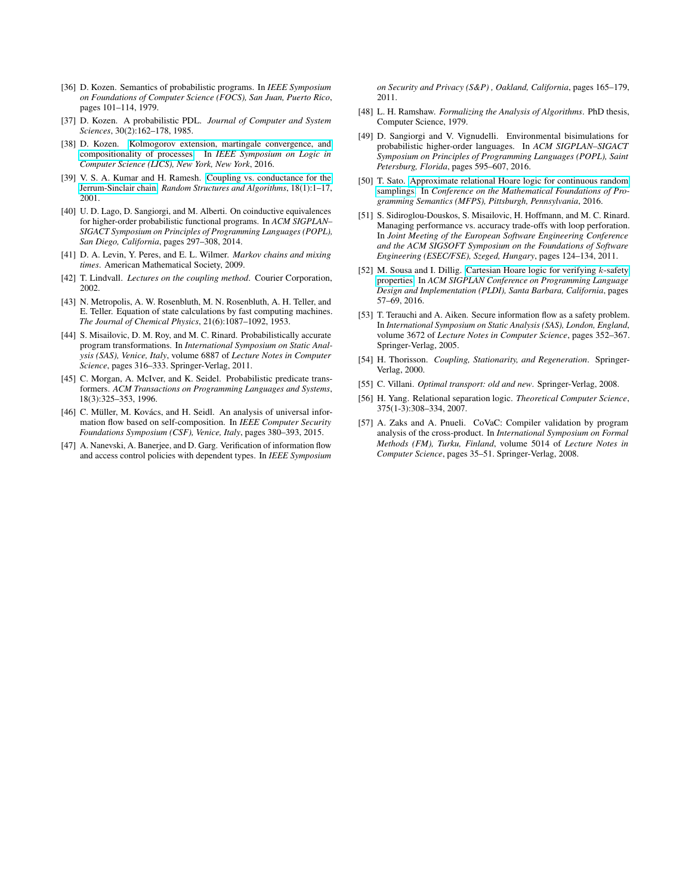[36] D. Kozen. Semantics of probabilistic programs. In *IEEE Symposium on Foundations of Computer Science (FOCS), San Juan, Puerto Rico*, pages 101–114, 1979.

[37] D. Kozen. A probabilistic PDL. *Journal of Computer and System Sciences*, 30(2):162–178, 1985.

[38] D. Kozen. Kolmogorov extension, martingale convergence, and compositionality of processes. In *IEEE Symposium on Logic in Computer Science (LICS), New York, New York*, 2016.

[39] V. S. A. Kumar and H. Ramesh. Coupling vs. conductance for the Jerrum-Sinclair chain. *Random Structures and Algorithms*, 18(1):1–17, 2001.

[40] U. D. Lago, D. Sangiorgi, and M. Alberti. On coinductive equivalences for higher-order probabilistic functional programs. In *ACM SIGPLAN–SIGACT Symposium on Principles of Programming Languages (POPL), San Diego, California*, pages 297–308, 2014.

[41] D. A. Levin, Y. Peres, and E. L. Wilmer. *Markov chains and mixing times*. American Mathematical Society, 2009.

[42] T. Lindvall. *Lectures on the coupling method*. Courier Corporation, 2002.

[43] N. Metropolis, A. W. Rosenbluth, M. N. Rosenbluth, A. H. Teller, and E. Teller. Equation of state calculations by fast computing machines. *The Journal of Chemical Physics*, 21(6):1087–1092, 1953.

[44] S. Misailovic, D. M. Roy, and M. C. Rinard. Probabilistically accurate program transformations. In *International Symposium on Static Analysis (SAS), Venice, Italy*, volume 6887 of *Lecture Notes in Computer Science*, pages 316–333. Springer-Verlag, 2011.

[45] C. Morgan, A. McIver, and K. Seidel. Probabilistic predicate transformers. *ACM Transactions on Programming Languages and Systems*, 18(3):325–353, 1996.

[46] C. Müller, M. Kovács, and H. Seidl. An analysis of universal information flow based on self-composition. In *IEEE Computer Security Foundations Symposium (CSF), Venice, Italy*, pages 380–393, 2015.

[47] A. Nanevski, A. Banerjee, and D. Garg. Verification of information flow and access control policies with dependent types. In *IEEE Symposium on Security and Privacy (S&P) , Oakland, California*, pages 165–179, 2011.

[48] L. H. Ramshaw. *Formalizing the Analysis of Algorithms*. PhD thesis, Computer Science, 1979.

[49] D. Sangiorgi and V. Vignudelli. Environmental bisimulations for probabilistic higher-order languages. In *ACM SIGPLAN–SIGACT Symposium on Principles of Programming Languages (POPL), Saint Petersburg, Florida*, pages 595–607, 2016.

[50] T. Sato. Approximate relational Hoare logic for continuous random samplings. In *Conference on the Mathematical Foundations of Programming Semantics (MFPS), Pittsburgh, Pennsylvania*, 2016.

[51] S. Sidiroglou-Douskos, S. Misailovic, H. Hoffmann, and M. C. Rinard. Managing performance vs. accuracy trade-offs with loop perforation. In *Joint Meeting of the European Software Engineering Conference and the ACM SIGSOFT Symposium on the Foundations of Software Engineering (ESEC/FSE), Szeged, Hungary*, pages 124–134, 2011.

[52] M. Sousa and I. Dillig. Cartesian Hoare logic for verifying $k$-safety properties. In *ACM SIGPLAN Conference on Programming Language Design and Implementation (PLDI), Santa Barbara, California*, pages 57–69, 2016.

[53] T. Terauchi and A. Aiken. Secure information flow as a safety problem. In *International Symposium on Static Analysis (SAS), London, England*, volume 3672 of *Lecture Notes in Computer Science*, pages 352–367. Springer-Verlag, 2005.

[54] H. Thorisson. *Coupling, Stationarity, and Regeneration*. Springer-Verlag, 2000.

[55] C. Villani. *Optimal transport: old and new*. Springer-Verlag, 2008.

[56] H. Yang. Relational separation logic. *Theoretical Computer Science*, 375(1-3):308–334, 2007.

[57] A. Zaks and A. Pnueli. CoVaC: Compiler validation by program analysis of the cross-product. In *International Symposium on Formal Methods (FM), Turku, Finland*, volume 5014 of *Lecture Notes in Computer Science*, pages 35–51. Springer-Verlag, 2008.